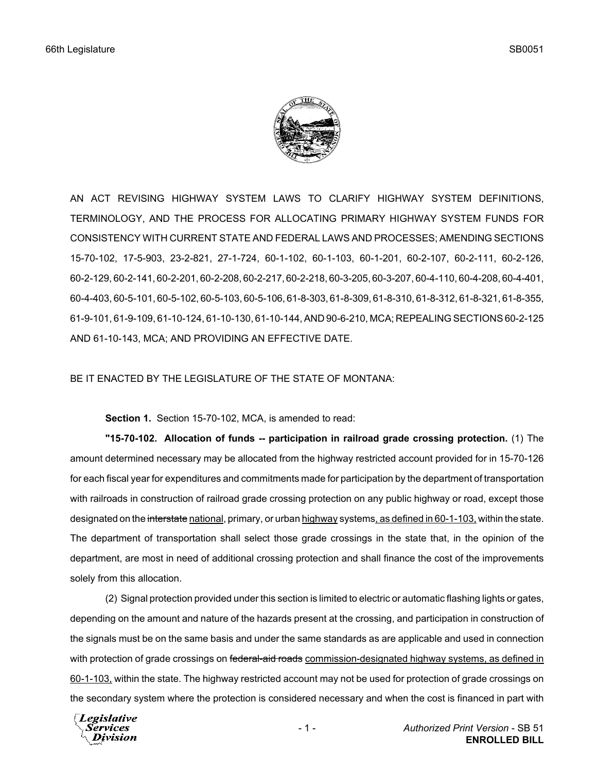AN ACT REVISING HIGHWAY SYSTEM LAWS TO CLARIFY HIGHWAY SYSTEM DEFINITIONS, TERMINOLOGY, AND THE PROCESS FOR ALLOCATING PRIMARY HIGHWAY SYSTEM FUNDS FOR CONSISTENCY WITH CURRENT STATE AND FEDERAL LAWS AND PROCESSES; AMENDING SECTIONS 15-70-102, 17-5-903, 23-2-821, 27-1-724, 60-1-102, 60-1-103, 60-1-201, 60-2-107, 60-2-111, 60-2-126, 60-2-129, 60-2-141, 60-2-201, 60-2-208, 60-2-217, 60-2-218, 60-3-205, 60-3-207, 60-4-110, 60-4-208, 60-4-401, 60-4-403, 60-5-101, 60-5-102, 60-5-103, 60-5-106, 61-8-303, 61-8-309, 61-8-310, 61-8-312, 61-8-321, 61-8-355, 61-9-101, 61-9-109, 61-10-124, 61-10-130, 61-10-144, AND 90-6-210, MCA; REPEALING SECTIONS 60-2-125 AND 61-10-143, MCA; AND PROVIDING AN EFFECTIVE DATE.

BE IT ENACTED BY THE LEGISLATURE OF THE STATE OF MONTANA:

**Section 1.** Section 15-70-102, MCA, is amended to read:

**"15-70-102. Allocation of funds -- participation in railroad grade crossing protection.** (1) The amount determined necessary may be allocated from the highway restricted account provided for in 15-70-126 for each fiscal year for expenditures and commitments made for participation by the department of transportation with railroads in construction of railroad grade crossing protection on any public highway or road, except those designated on the ~~interstate~~ national, primary, or urban highway systems, as defined in 60-1-103, within the state. The department of transportation shall select those grade crossings in the state that, in the opinion of the department, are most in need of additional crossing protection and shall finance the cost of the improvements solely from this allocation.

(2) Signal protection provided under this section is limited to electric or automatic flashing lights or gates, depending on the amount and nature of the hazards present at the crossing, and participation in construction of the signals must be on the same basis and under the same standards as are applicable and used in connection with protection of grade crossings on ~~federal-aid roads~~ commission-designated highway systems, as defined in 60-1-103, within the state. The highway restricted account may not be used for protection of grade crossings on the secondary system where the protection is considered necessary and when the cost is financed in part with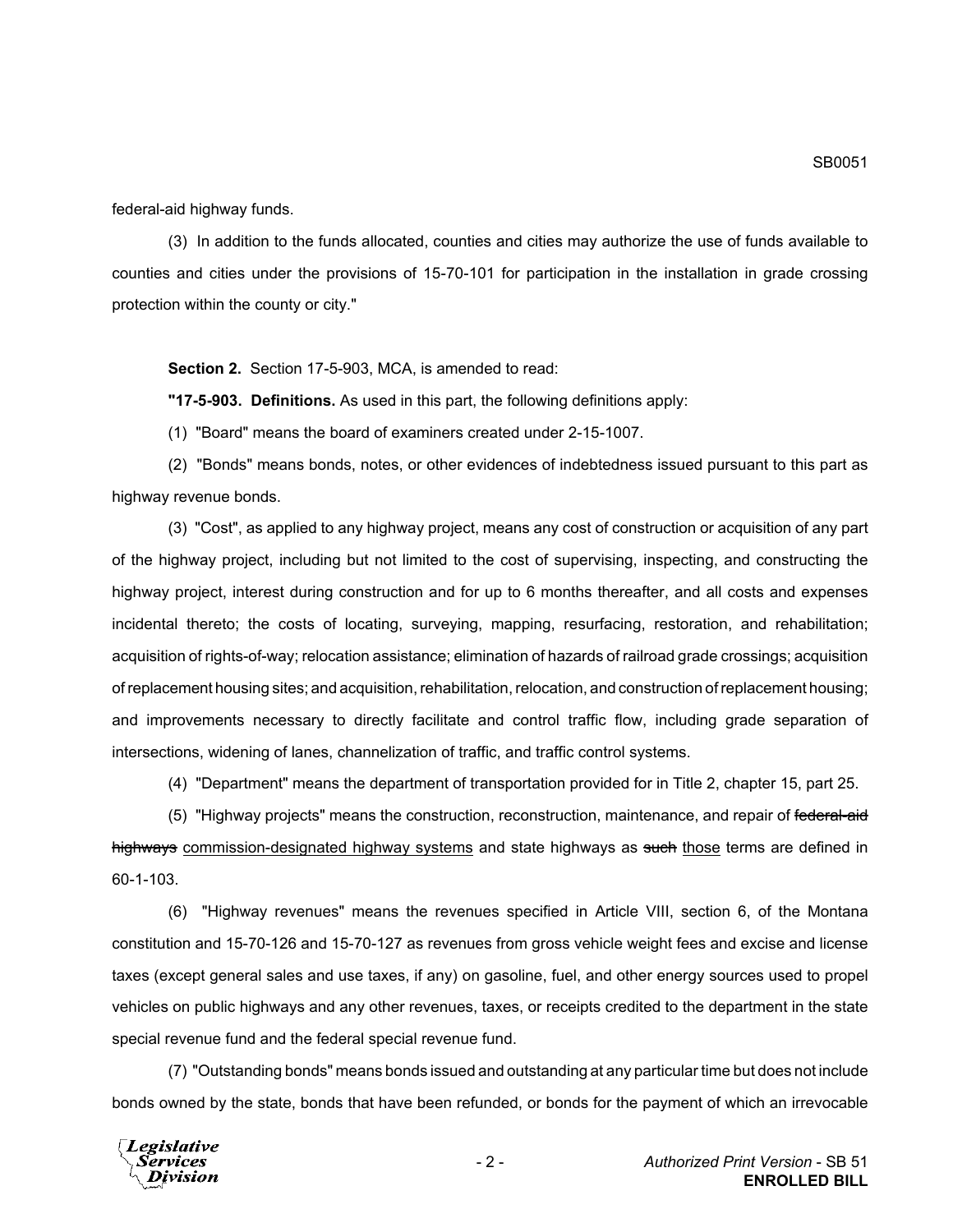federal-aid highway funds.

(3) In addition to the funds allocated, counties and cities may authorize the use of funds available to counties and cities under the provisions of 15-70-101 for participation in the installation in grade crossing protection within the county or city."

**Section 2.** Section 17-5-903, MCA, is amended to read:

**"17-5-903. Definitions.** As used in this part, the following definitions apply:

(1) "Board" means the board of examiners created under 2-15-1007.

(2) "Bonds" means bonds, notes, or other evidences of indebtedness issued pursuant to this part as highway revenue bonds.

(3) "Cost", as applied to any highway project, means any cost of construction or acquisition of any part of the highway project, including but not limited to the cost of supervising, inspecting, and constructing the highway project, interest during construction and for up to 6 months thereafter, and all costs and expenses incidental thereto; the costs of locating, surveying, mapping, resurfacing, restoration, and rehabilitation; acquisition of rights-of-way; relocation assistance; elimination of hazards of railroad grade crossings; acquisition of replacement housing sites; and acquisition, rehabilitation, relocation, and construction of replacement housing; and improvements necessary to directly facilitate and control traffic flow, including grade separation of intersections, widening of lanes, channelization of traffic, and traffic control systems.

(4) "Department" means the department of transportation provided for in Title 2, chapter 15, part 25.

(5) "Highway projects" means the construction, reconstruction, maintenance, and repair of ~~federal-aid highways~~ commission-designated highway systems and state highways as ~~such~~ those terms are defined in 60-1-103.

(6) "Highway revenues" means the revenues specified in Article VIII, section 6, of the Montana constitution and 15-70-126 and 15-70-127 as revenues from gross vehicle weight fees and excise and license taxes (except general sales and use taxes, if any) on gasoline, fuel, and other energy sources used to propel vehicles on public highways and any other revenues, taxes, or receipts credited to the department in the state special revenue fund and the federal special revenue fund.

(7) "Outstanding bonds" means bonds issued and outstanding at any particular time but does not include bonds owned by the state, bonds that have been refunded, or bonds for the payment of which an irrevocable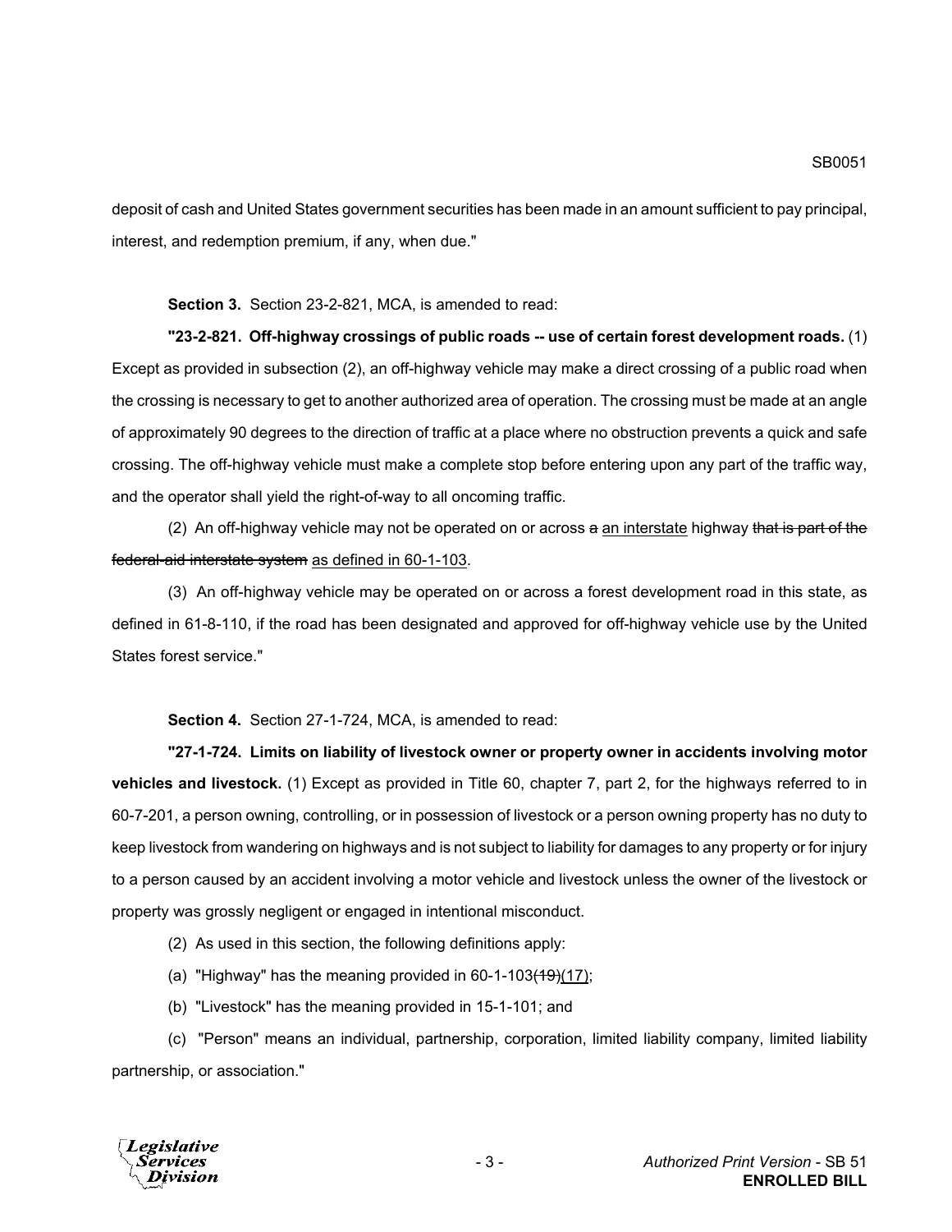deposit of cash and United States government securities has been made in an amount sufficient to pay principal, interest, and redemption premium, if any, when due."

**Section 3.** Section 23-2-821, MCA, is amended to read:

**"23-2-821. Off-highway crossings of public roads -- use of certain forest development roads.** (1) Except as provided in subsection (2), an off-highway vehicle may make a direct crossing of a public road when the crossing is necessary to get to another authorized area of operation. The crossing must be made at an angle of approximately 90 degrees to the direction of traffic at a place where no obstruction prevents a quick and safe crossing. The off-highway vehicle must make a complete stop before entering upon any part of the traffic way, and the operator shall yield the right-of-way to all oncoming traffic.

(2) An off-highway vehicle may not be operated on or across ~~a~~ <u>an interstate</u> highway ~~that is part of the federal-aid interstate system~~ <u>as defined in 60-1-103</u>.

(3) An off-highway vehicle may be operated on or across a forest development road in this state, as defined in 61-8-110, if the road has been designated and approved for off-highway vehicle use by the United States forest service."

**Section 4.** Section 27-1-724, MCA, is amended to read:

**"27-1-724. Limits on liability of livestock owner or property owner in accidents involving motor vehicles and livestock.** (1) Except as provided in Title 60, chapter 7, part 2, for the highways referred to in 60-7-201, a person owning, controlling, or in possession of livestock or a person owning property has no duty to keep livestock from wandering on highways and is not subject to liability for damages to any property or for injury to a person caused by an accident involving a motor vehicle and livestock unless the owner of the livestock or property was grossly negligent or engaged in intentional misconduct.

(2) As used in this section, the following definitions apply:

(a) "Highway" has the meaning provided in 60-1-103~~(19)~~<u>(17)</u>;

(b) "Livestock" has the meaning provided in 15-1-101; and

(c) "Person" means an individual, partnership, corporation, limited liability company, limited liability partnership, or association."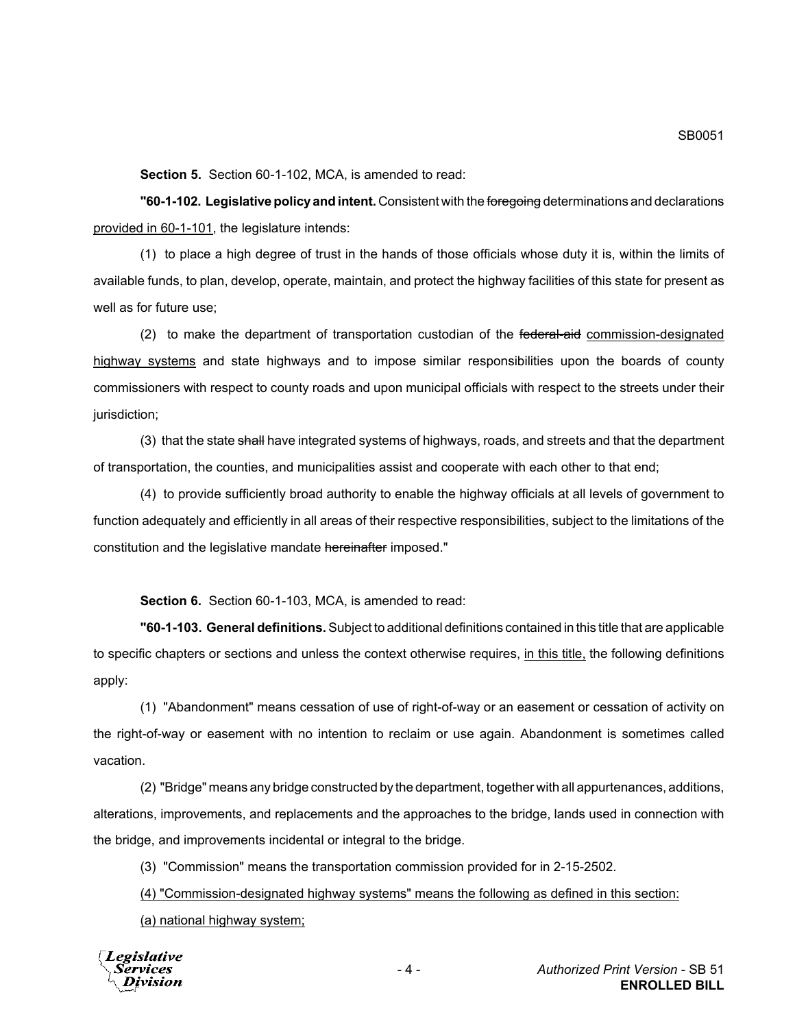**Section 5.** Section 60-1-102, MCA, is amended to read:

**"60-1-102. Legislative policy and intent.** Consistent with the ~~foregoing~~ determinations and declarations <u>provided in 60-1-101</u>, the legislature intends:

(1) to place a high degree of trust in the hands of those officials whose duty it is, within the limits of available funds, to plan, develop, operate, maintain, and protect the highway facilities of this state for present as well as for future use;

(2) to make the department of transportation custodian of the ~~federal-aid~~ <u>commission-designated highway systems</u> and state highways and to impose similar responsibilities upon the boards of county commissioners with respect to county roads and upon municipal officials with respect to the streets under their jurisdiction;

(3) that the state ~~shall~~ have integrated systems of highways, roads, and streets and that the department of transportation, the counties, and municipalities assist and cooperate with each other to that end;

(4) to provide sufficiently broad authority to enable the highway officials at all levels of government to function adequately and efficiently in all areas of their respective responsibilities, subject to the limitations of the constitution and the legislative mandate ~~hereinafter~~ imposed."

**Section 6.** Section 60-1-103, MCA, is amended to read:

**"60-1-103. General definitions.** Subject to additional definitions contained in this title that are applicable to specific chapters or sections and unless the context otherwise requires, <u>in this title,</u> the following definitions apply:

(1) "Abandonment" means cessation of use of right-of-way or an easement or cessation of activity on the right-of-way or easement with no intention to reclaim or use again. Abandonment is sometimes called vacation.

(2) "Bridge" means any bridge constructed by the department, together with all appurtenances, additions, alterations, improvements, and replacements and the approaches to the bridge, lands used in connection with the bridge, and improvements incidental or integral to the bridge.

(3) "Commission" means the transportation commission provided for in 2-15-2502.

<u>(4) "Commission-designated highway systems" means the following as defined in this section:</u>

<u>(a) national highway system;</u>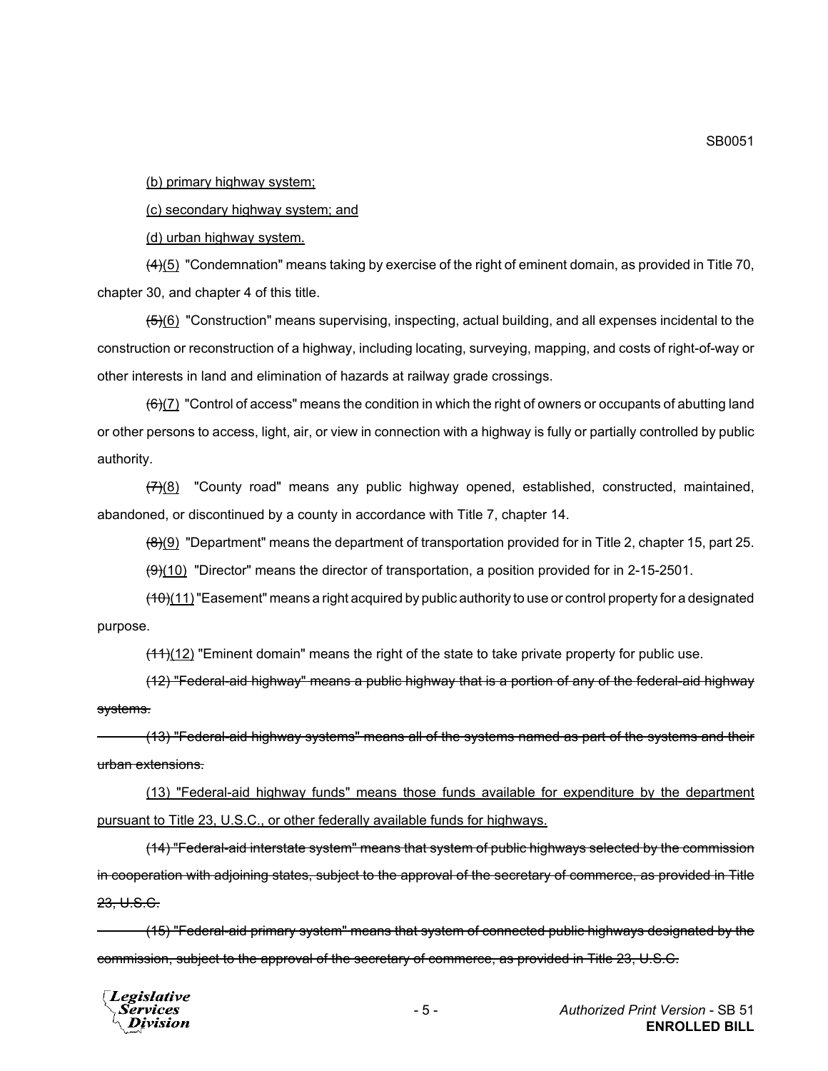<u>(b) primary highway system;</u>

<u>(c) secondary highway system; and</u>

<u>(d) urban highway system.</u>

~~(4)~~<u>(5)</u> "Condemnation" means taking by exercise of the right of eminent domain, as provided in Title 70, chapter 30, and chapter 4 of this title.

~~(5)~~<u>(6)</u> "Construction" means supervising, inspecting, actual building, and all expenses incidental to the construction or reconstruction of a highway, including locating, surveying, mapping, and costs of right-of-way or other interests in land and elimination of hazards at railway grade crossings.

~~(6)~~<u>(7)</u> "Control of access" means the condition in which the right of owners or occupants of abutting land or other persons to access, light, air, or view in connection with a highway is fully or partially controlled by public authority.

~~(7)~~<u>(8)</u> "County road" means any public highway opened, established, constructed, maintained, abandoned, or discontinued by a county in accordance with Title 7, chapter 14.

~~(8)~~<u>(9)</u> "Department" means the department of transportation provided for in Title 2, chapter 15, part 25.

~~(9)~~<u>(10)</u> "Director" means the director of transportation, a position provided for in 2-15-2501.

~~(10)~~<u>(11)</u> "Easement" means a right acquired by public authority to use or control property for a designated purpose.

~~(11)~~<u>(12)</u> "Eminent domain" means the right of the state to take private property for public use.

~~(12) "Federal-aid highway" means a public highway that is a portion of any of the federal-aid highway systems.~~

~~(13) "Federal-aid highway systems" means all of the systems named as part of the systems and their urban extensions.~~

<u>(13) "Federal-aid highway funds" means those funds available for expenditure by the department pursuant to Title 23, U.S.C., or other federally available funds for highways.</u>

~~(14) "Federal-aid interstate system" means that system of public highways selected by the commission in cooperation with adjoining states, subject to the approval of the secretary of commerce, as provided in Title 23, U.S.C.~~

~~(15) "Federal-aid primary system" means that system of connected public highways designated by the commission, subject to the approval of the secretary of commerce, as provided in Title 23, U.S.C.~~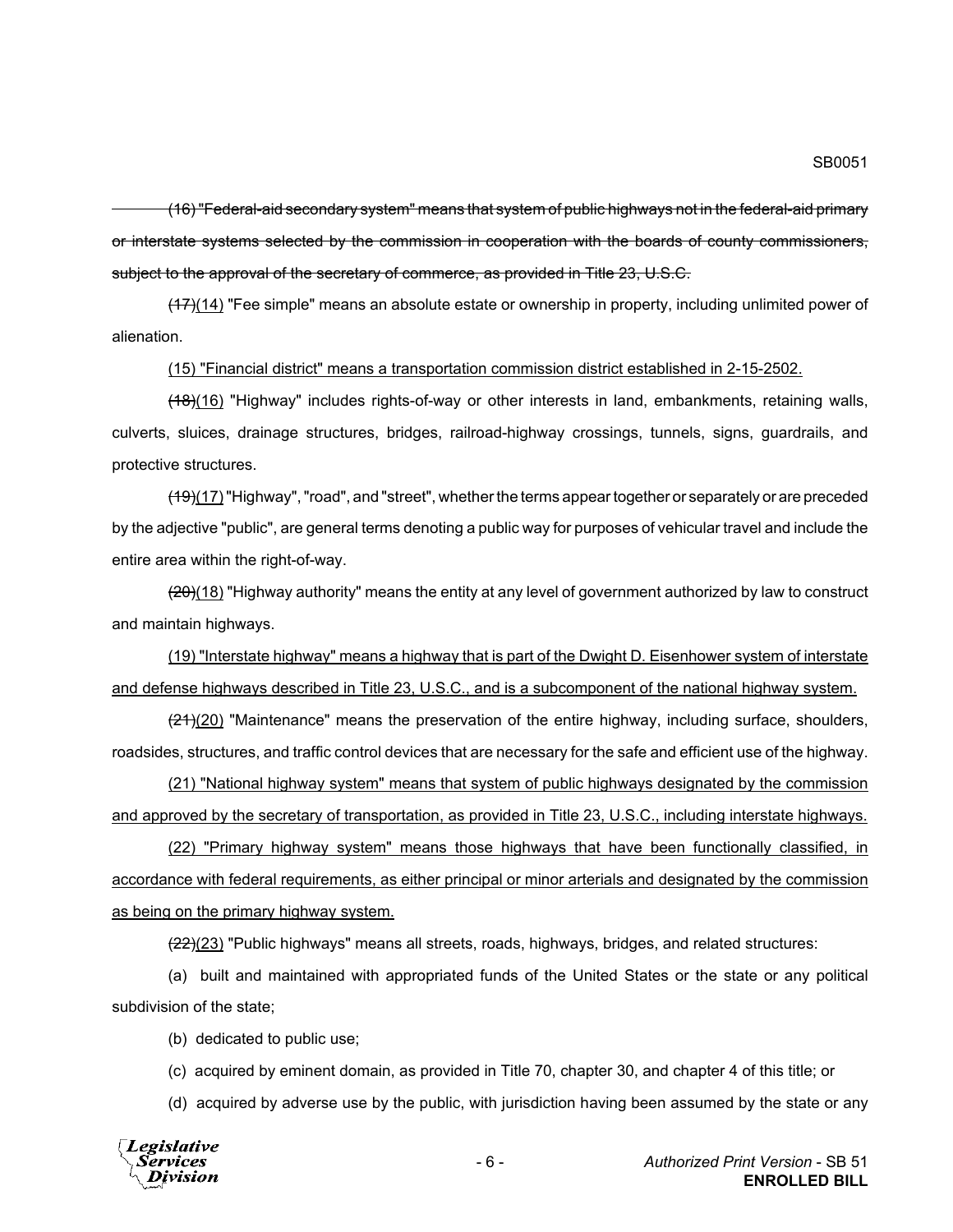~~(16) "Federal-aid secondary system" means that system of public highways not in the federal-aid primary or interstate systems selected by the commission in cooperation with the boards of county commissioners, subject to the approval of the secretary of commerce, as provided in Title 23, U.S.C.~~

~~(17)~~<u>(14)</u> "Fee simple" means an absolute estate or ownership in property, including unlimited power of alienation.

<u>(15) "Financial district" means a transportation commission district established in 2-15-2502.</u>

~~(18)~~<u>(16)</u> "Highway" includes rights-of-way or other interests in land, embankments, retaining walls, culverts, sluices, drainage structures, bridges, railroad-highway crossings, tunnels, signs, guardrails, and protective structures.

~~(19)~~<u>(17)</u> "Highway", "road", and "street", whether the terms appear together or separately or are preceded by the adjective "public", are general terms denoting a public way for purposes of vehicular travel and include the entire area within the right-of-way.

~~(20)~~<u>(18)</u> "Highway authority" means the entity at any level of government authorized by law to construct and maintain highways.

<u>(19) "Interstate highway" means a highway that is part of the Dwight D. Eisenhower system of interstate and defense highways described in Title 23, U.S.C., and is a subcomponent of the national highway system.</u>

~~(21)~~<u>(20)</u> "Maintenance" means the preservation of the entire highway, including surface, shoulders, roadsides, structures, and traffic control devices that are necessary for the safe and efficient use of the highway.

<u>(21) "National highway system" means that system of public highways designated by the commission and approved by the secretary of transportation, as provided in Title 23, U.S.C., including interstate highways.</u>

<u>(22) "Primary highway system" means those highways that have been functionally classified, in accordance with federal requirements, as either principal or minor arterials and designated by the commission as being on the primary highway system.</u>

~~(22)~~<u>(23)</u> "Public highways" means all streets, roads, highways, bridges, and related structures:

(a) built and maintained with appropriated funds of the United States or the state or any political subdivision of the state;

(b) dedicated to public use;

(c) acquired by eminent domain, as provided in Title 70, chapter 30, and chapter 4 of this title; or

(d) acquired by adverse use by the public, with jurisdiction having been assumed by the state or any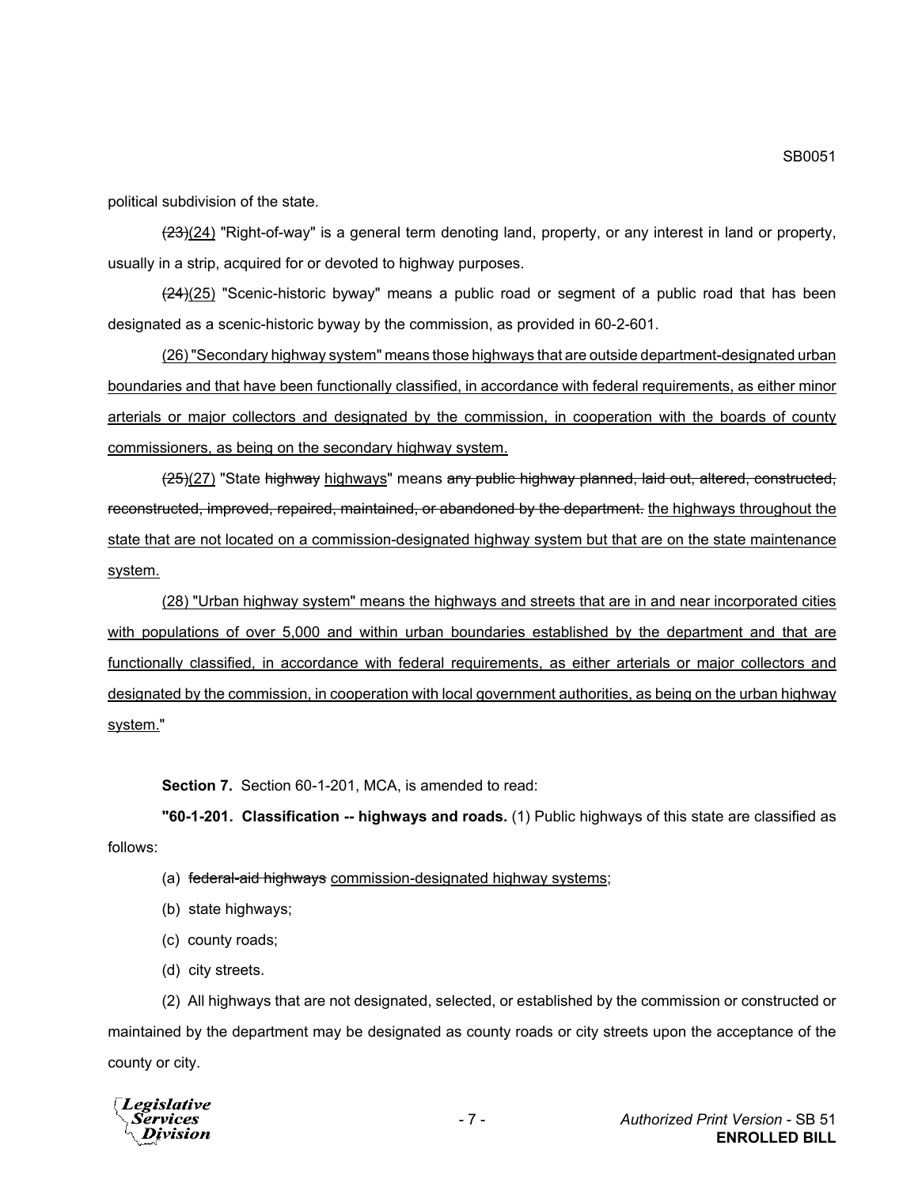political subdivision of the state.

~~(23)~~<u>(24)</u> "Right-of-way" is a general term denoting land, property, or any interest in land or property, usually in a strip, acquired for or devoted to highway purposes.

~~(24)~~<u>(25)</u> "Scenic-historic byway" means a public road or segment of a public road that has been designated as a scenic-historic byway by the commission, as provided in 60-2-601.

<u>(26) "Secondary highway system" means those highways that are outside department-designated urban boundaries and that have been functionally classified, in accordance with federal requirements, as either minor arterials or major collectors and designated by the commission, in cooperation with the boards of county commissioners, as being on the secondary highway system.</u>

~~(25)~~<u>(27)</u> "State ~~highway~~ <u>highways</u>" means ~~any public highway planned, laid out, altered, constructed, reconstructed, improved, repaired, maintained, or abandoned by the department.~~ <u>the highways throughout the state that are not located on a commission-designated highway system but that are on the state maintenance system.</u>

<u>(28) "Urban highway system" means the highways and streets that are in and near incorporated cities with populations of over 5,000 and within urban boundaries established by the department and that are functionally classified, in accordance with federal requirements, as either arterials or major collectors and designated by the commission, in cooperation with local government authorities, as being on the urban highway system.</u>"

**Section 7.** Section 60-1-201, MCA, is amended to read:

**"60-1-201. Classification -- highways and roads.** (1) Public highways of this state are classified as follows:

(a) ~~federal-aid highways~~ <u>commission-designated highway systems</u>;

(b) state highways;

(c) county roads;

(d) city streets.

(2) All highways that are not designated, selected, or established by the commission or constructed or maintained by the department may be designated as county roads or city streets upon the acceptance of the county or city.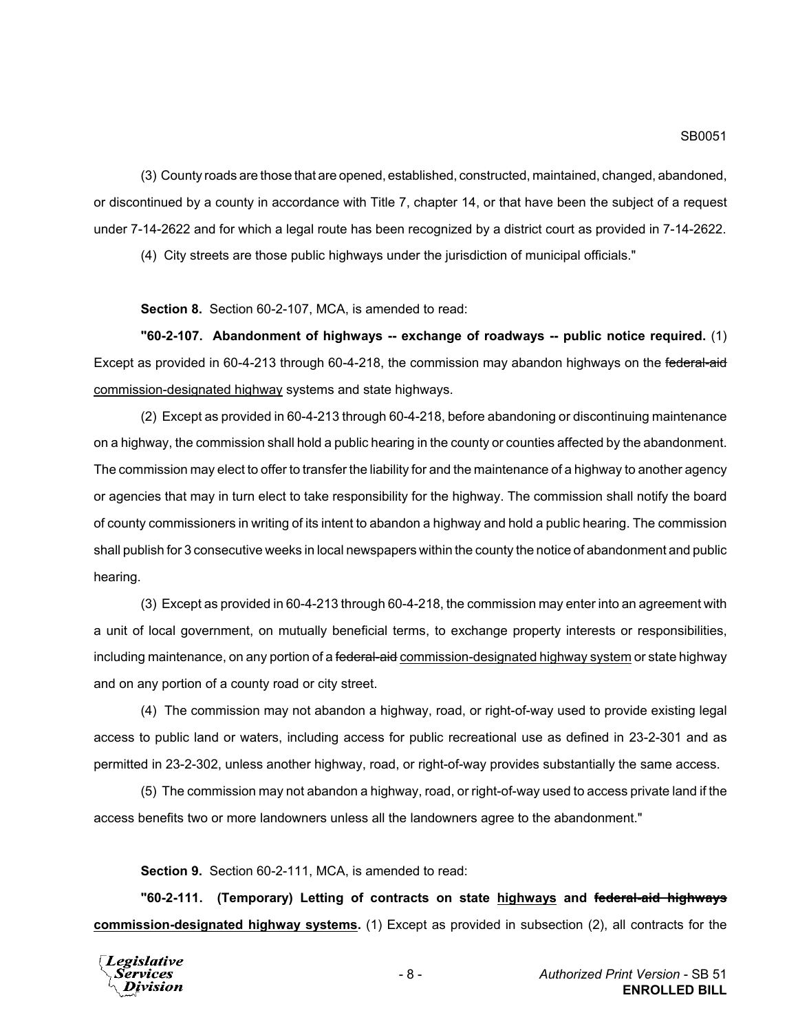(3) County roads are those that are opened, established, constructed, maintained, changed, abandoned, or discontinued by a county in accordance with Title 7, chapter 14, or that have been the subject of a request under 7-14-2622 and for which a legal route has been recognized by a district court as provided in 7-14-2622.

(4) City streets are those public highways under the jurisdiction of municipal officials."

**Section 8.** Section 60-2-107, MCA, is amended to read:

**"60-2-107. Abandonment of highways -- exchange of roadways -- public notice required.** (1) Except as provided in 60-4-213 through 60-4-218, the commission may abandon highways on the ~~federal-aid~~ <u>commission-designated highway</u> systems and state highways.

(2) Except as provided in 60-4-213 through 60-4-218, before abandoning or discontinuing maintenance on a highway, the commission shall hold a public hearing in the county or counties affected by the abandonment. The commission may elect to offer to transfer the liability for and the maintenance of a highway to another agency or agencies that may in turn elect to take responsibility for the highway. The commission shall notify the board of county commissioners in writing of its intent to abandon a highway and hold a public hearing. The commission shall publish for 3 consecutive weeks in local newspapers within the county the notice of abandonment and public hearing.

(3) Except as provided in 60-4-213 through 60-4-218, the commission may enter into an agreement with a unit of local government, on mutually beneficial terms, to exchange property interests or responsibilities, including maintenance, on any portion of a ~~federal-aid~~ <u>commission-designated highway system</u> or state highway and on any portion of a county road or city street.

(4) The commission may not abandon a highway, road, or right-of-way used to provide existing legal access to public land or waters, including access for public recreational use as defined in 23-2-301 and as permitted in 23-2-302, unless another highway, road, or right-of-way provides substantially the same access.

(5) The commission may not abandon a highway, road, or right-of-way used to access private land if the access benefits two or more landowners unless all the landowners agree to the abandonment."

**Section 9.** Section 60-2-111, MCA, is amended to read:

**"60-2-111. (Temporary) Letting of contracts on state <u>highways</u> and ~~federal-aid highways~~ <u>commission-designated highway systems</u>.** (1) Except as provided in subsection (2), all contracts for the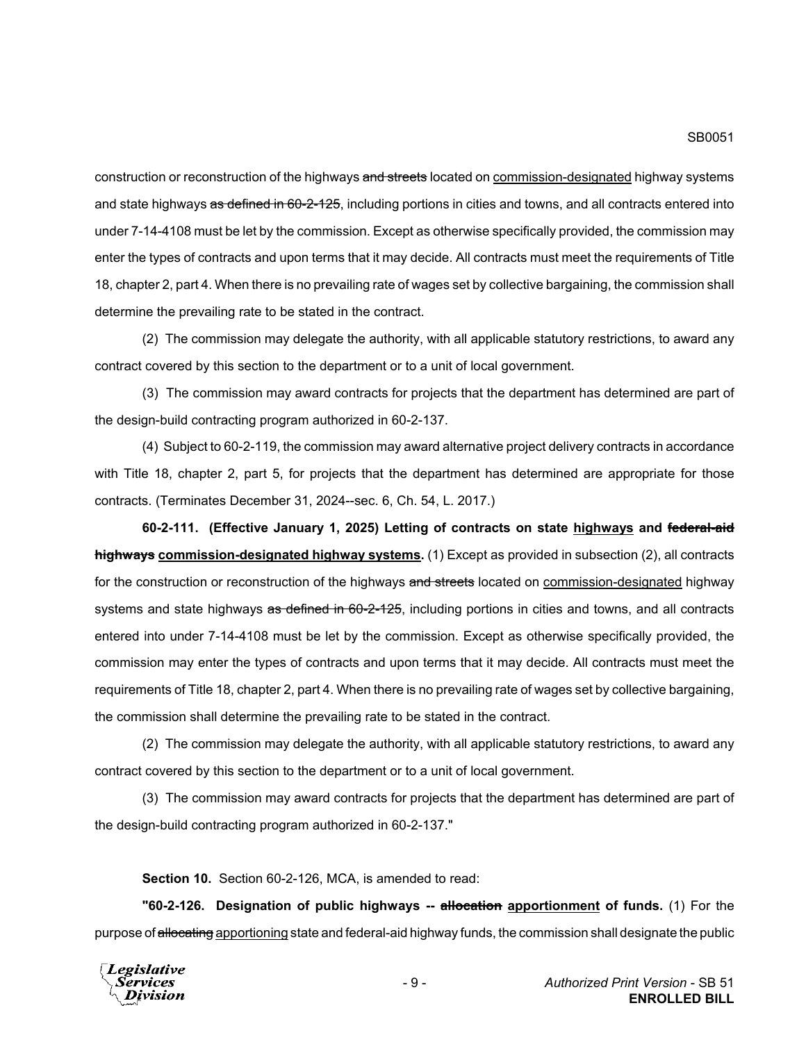construction or reconstruction of the highways ~~and streets~~ located on <u>commission-designated</u> highway systems and state highways ~~as defined in 60-2-125~~, including portions in cities and towns, and all contracts entered into under 7-14-4108 must be let by the commission. Except as otherwise specifically provided, the commission may enter the types of contracts and upon terms that it may decide. All contracts must meet the requirements of Title 18, chapter 2, part 4. When there is no prevailing rate of wages set by collective bargaining, the commission shall determine the prevailing rate to be stated in the contract.

(2) The commission may delegate the authority, with all applicable statutory restrictions, to award any contract covered by this section to the department or to a unit of local government.

(3) The commission may award contracts for projects that the department has determined are part of the design-build contracting program authorized in 60-2-137.

(4) Subject to 60-2-119, the commission may award alternative project delivery contracts in accordance with Title 18, chapter 2, part 5, for projects that the department has determined are appropriate for those contracts. (Terminates December 31, 2024--sec. 6, Ch. 54, L. 2017.)

**60-2-111. (Effective January 1, 2025) Letting of contracts on state <u>highways</u> and ~~federal-aid highways~~ <u>commission-designated highway systems</u>.** (1) Except as provided in subsection (2), all contracts for the construction or reconstruction of the highways ~~and streets~~ located on <u>commission-designated</u> highway systems and state highways ~~as defined in 60-2-125~~, including portions in cities and towns, and all contracts entered into under 7-14-4108 must be let by the commission. Except as otherwise specifically provided, the commission may enter the types of contracts and upon terms that it may decide. All contracts must meet the requirements of Title 18, chapter 2, part 4. When there is no prevailing rate of wages set by collective bargaining, the commission shall determine the prevailing rate to be stated in the contract.

(2) The commission may delegate the authority, with all applicable statutory restrictions, to award any contract covered by this section to the department or to a unit of local government.

(3) The commission may award contracts for projects that the department has determined are part of the design-build contracting program authorized in 60-2-137."

**Section 10.** Section 60-2-126, MCA, is amended to read:

**"60-2-126. Designation of public highways -- ~~allocation~~ <u>apportionment</u> of funds.** (1) For the purpose of ~~allocating~~ <u>apportioning</u> state and federal-aid highway funds, the commission shall designate the public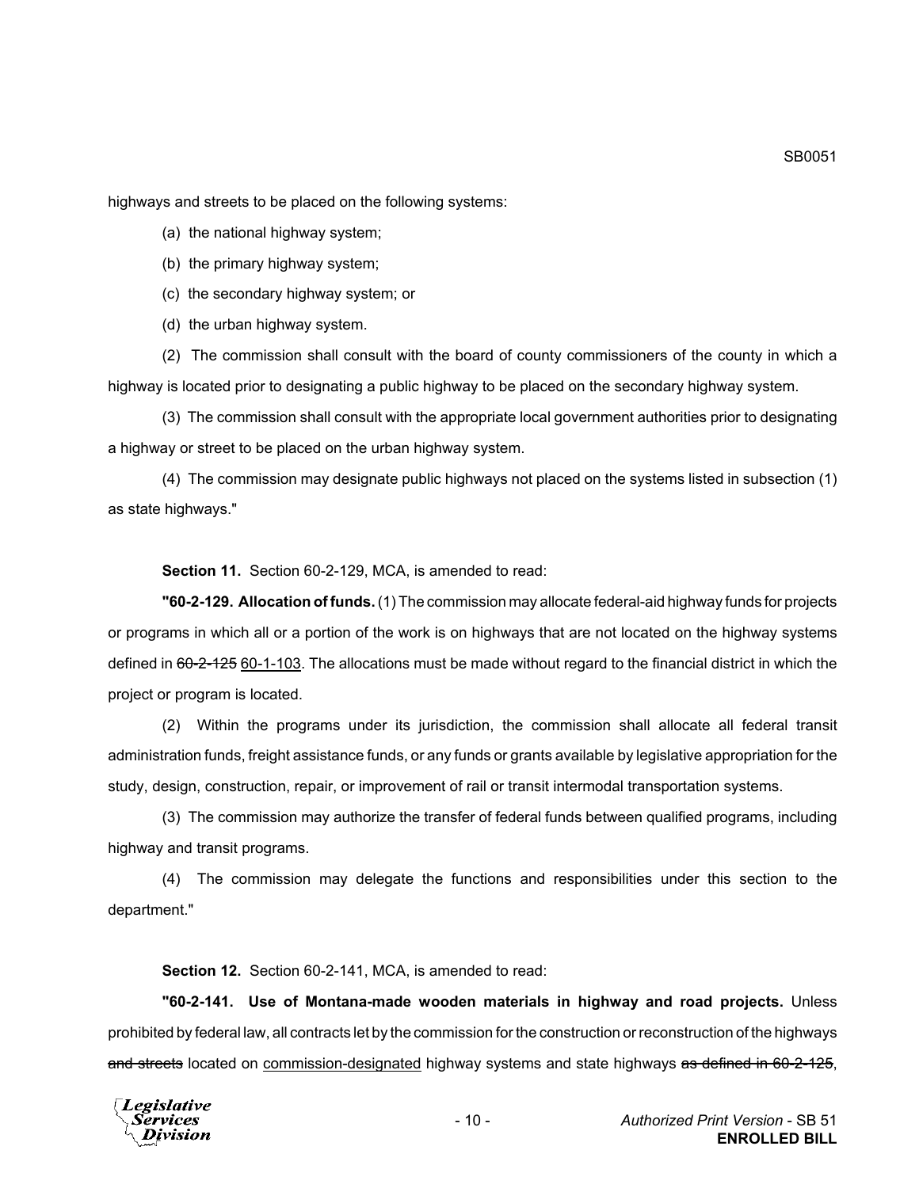highways and streets to be placed on the following systems:

(a) the national highway system;

(b) the primary highway system;

(c) the secondary highway system; or

(d) the urban highway system.

(2) The commission shall consult with the board of county commissioners of the county in which a highway is located prior to designating a public highway to be placed on the secondary highway system.

(3) The commission shall consult with the appropriate local government authorities prior to designating a highway or street to be placed on the urban highway system.

(4) The commission may designate public highways not placed on the systems listed in subsection (1) as state highways."

**Section 11.** Section 60-2-129, MCA, is amended to read:

**"60-2-129. Allocation of funds.** (1) The commission may allocate federal-aid highway funds for projects or programs in which all or a portion of the work is on highways that are not located on the highway systems defined in ~~60-2-125~~ <u>60-1-103</u>. The allocations must be made without regard to the financial district in which the project or program is located.

(2) Within the programs under its jurisdiction, the commission shall allocate all federal transit administration funds, freight assistance funds, or any funds or grants available by legislative appropriation for the study, design, construction, repair, or improvement of rail or transit intermodal transportation systems.

(3) The commission may authorize the transfer of federal funds between qualified programs, including highway and transit programs.

(4) The commission may delegate the functions and responsibilities under this section to the department."

**Section 12.** Section 60-2-141, MCA, is amended to read:

**"60-2-141. Use of Montana-made wooden materials in highway and road projects.** Unless prohibited by federal law, all contracts let by the commission for the construction or reconstruction of the highways ~~and streets~~ located on <u>commission-designated</u> highway systems and state highways ~~as defined in 60-2-125~~,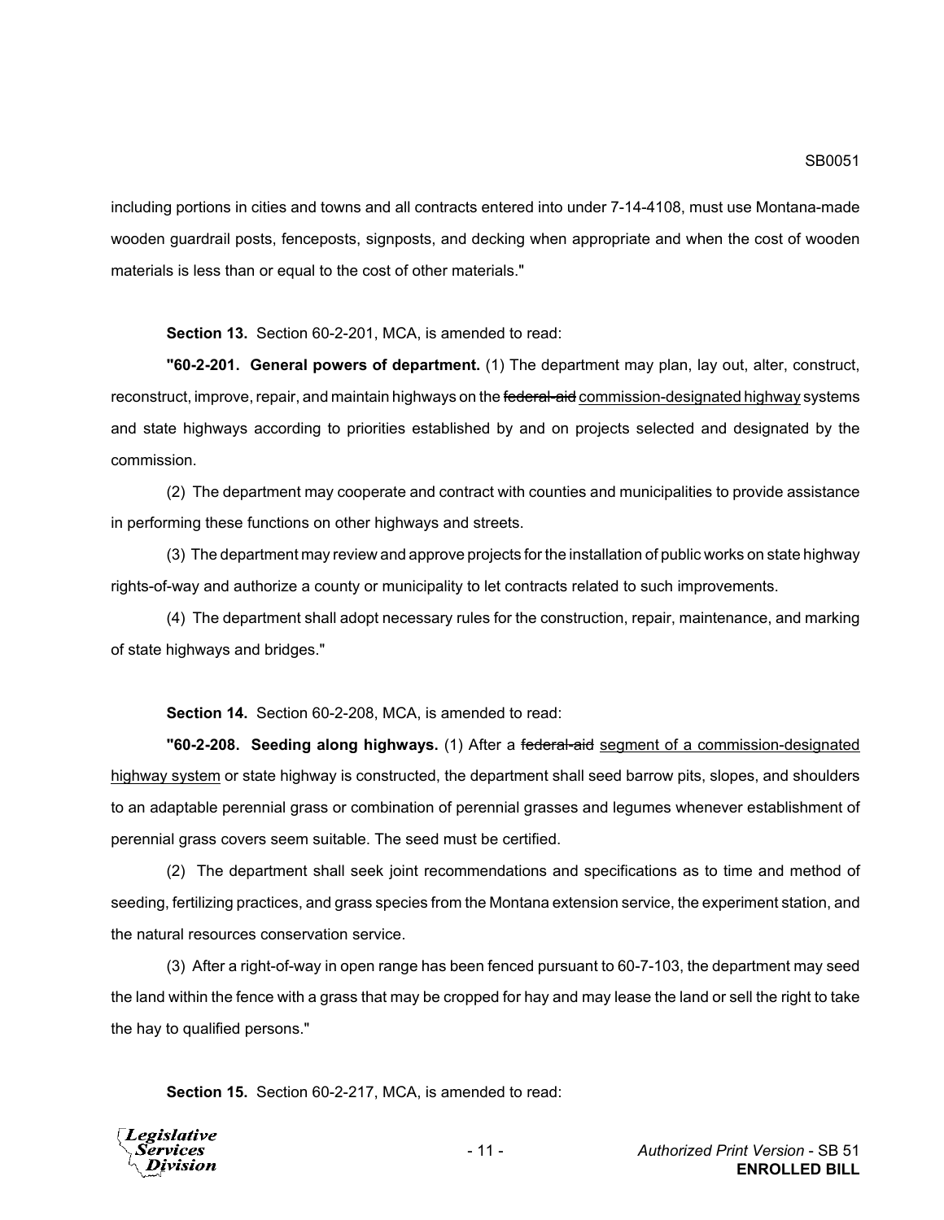including portions in cities and towns and all contracts entered into under 7-14-4108, must use Montana-made wooden guardrail posts, fenceposts, signposts, and decking when appropriate and when the cost of wooden materials is less than or equal to the cost of other materials."

**Section 13.** Section 60-2-201, MCA, is amended to read:

**"60-2-201. General powers of department.** (1) The department may plan, lay out, alter, construct, reconstruct, improve, repair, and maintain highways on the ~~federal-aid~~ <u>commission-designated highway</u> systems and state highways according to priorities established by and on projects selected and designated by the commission.

(2) The department may cooperate and contract with counties and municipalities to provide assistance in performing these functions on other highways and streets.

(3) The department may review and approve projects for the installation of public works on state highway rights-of-way and authorize a county or municipality to let contracts related to such improvements.

(4) The department shall adopt necessary rules for the construction, repair, maintenance, and marking of state highways and bridges."

**Section 14.** Section 60-2-208, MCA, is amended to read:

**"60-2-208. Seeding along highways.** (1) After a ~~federal-aid~~ <u>segment of a commission-designated highway system</u> or state highway is constructed, the department shall seed barrow pits, slopes, and shoulders to an adaptable perennial grass or combination of perennial grasses and legumes whenever establishment of perennial grass covers seem suitable. The seed must be certified.

(2) The department shall seek joint recommendations and specifications as to time and method of seeding, fertilizing practices, and grass species from the Montana extension service, the experiment station, and the natural resources conservation service.

(3) After a right-of-way in open range has been fenced pursuant to 60-7-103, the department may seed the land within the fence with a grass that may be cropped for hay and may lease the land or sell the right to take the hay to qualified persons."

**Section 15.** Section 60-2-217, MCA, is amended to read: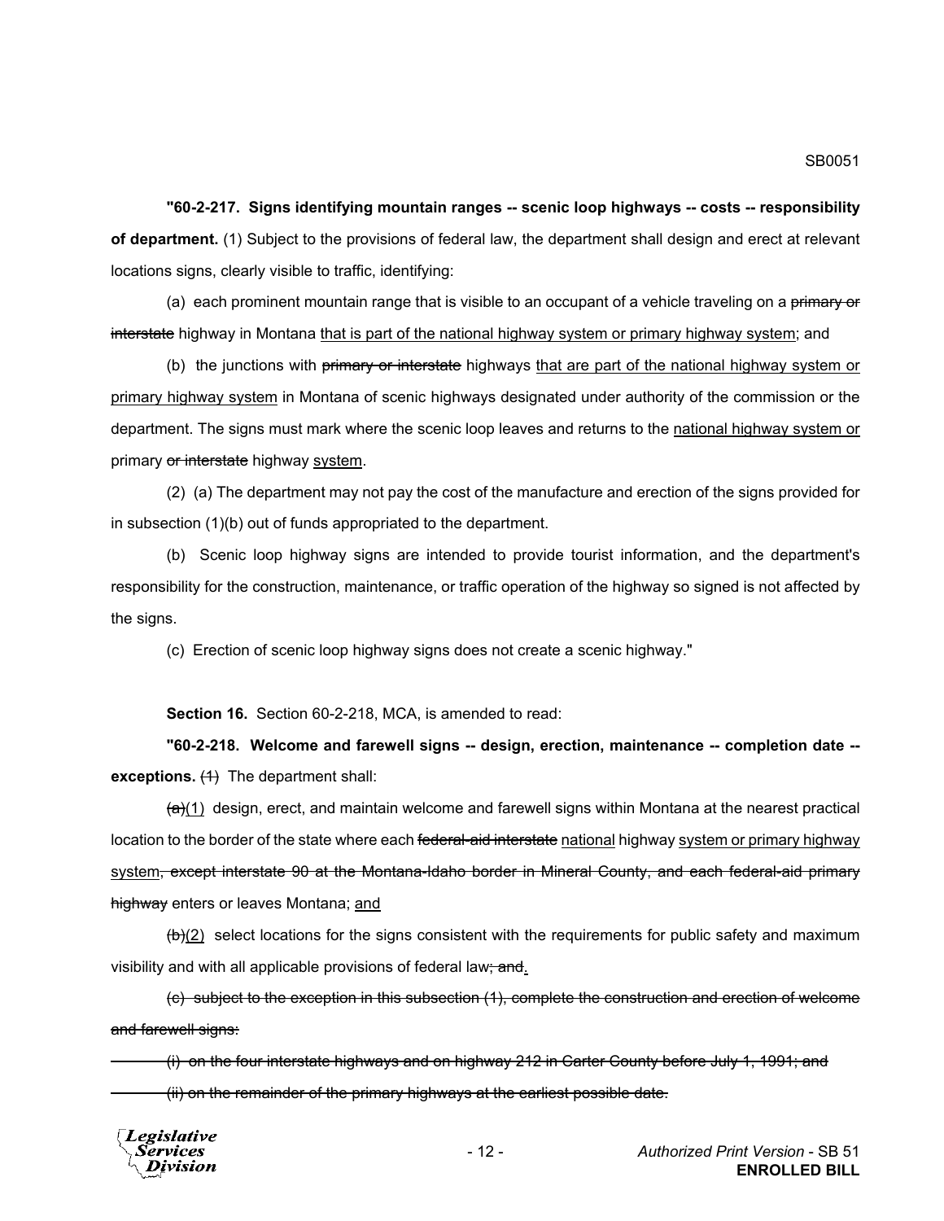**"60-2-217. Signs identifying mountain ranges -- scenic loop highways -- costs -- responsibility of department.** (1) Subject to the provisions of federal law, the department shall design and erect at relevant locations signs, clearly visible to traffic, identifying:

(a) each prominent mountain range that is visible to an occupant of a vehicle traveling on a ~~primary or interstate~~ highway in Montana <u>that is part of the national highway system or primary highway system</u>; and

(b) the junctions with ~~primary or interstate~~ highways <u>that are part of the national highway system or primary highway system</u> in Montana of scenic highways designated under authority of the commission or the department. The signs must mark where the scenic loop leaves and returns to the <u>national highway system or</u> primary ~~or interstate~~ highway <u>system</u>.

(2) (a) The department may not pay the cost of the manufacture and erection of the signs provided for in subsection (1)(b) out of funds appropriated to the department.

(b) Scenic loop highway signs are intended to provide tourist information, and the department's responsibility for the construction, maintenance, or traffic operation of the highway so signed is not affected by the signs.

(c) Erection of scenic loop highway signs does not create a scenic highway."

**Section 16.** Section 60-2-218, MCA, is amended to read:

**"60-2-218. Welcome and farewell signs -- design, erection, maintenance -- completion date -- exceptions.** ~~(1)~~ The department shall:

~~(a)~~<u>(1)</u> design, erect, and maintain welcome and farewell signs within Montana at the nearest practical location to the border of the state where each ~~federal-aid interstate~~ <u>national</u> highway <u>system or primary highway system</u>~~, except interstate 90 at the Montana-Idaho border in Mineral County, and each federal-aid primary highway~~ enters or leaves Montana; <u>and</u>

~~(b)~~<u>(2)</u> select locations for the signs consistent with the requirements for public safety and maximum visibility and with all applicable provisions of federal law~~; and~~<u>.</u>

~~(c) subject to the exception in this subsection (1), complete the construction and erection of welcome and farewell signs:~~

~~(i) on the four interstate highways and on highway 212 in Carter County before July 1, 1991; and~~

~~(ii) on the remainder of the primary highways at the earliest possible date.~~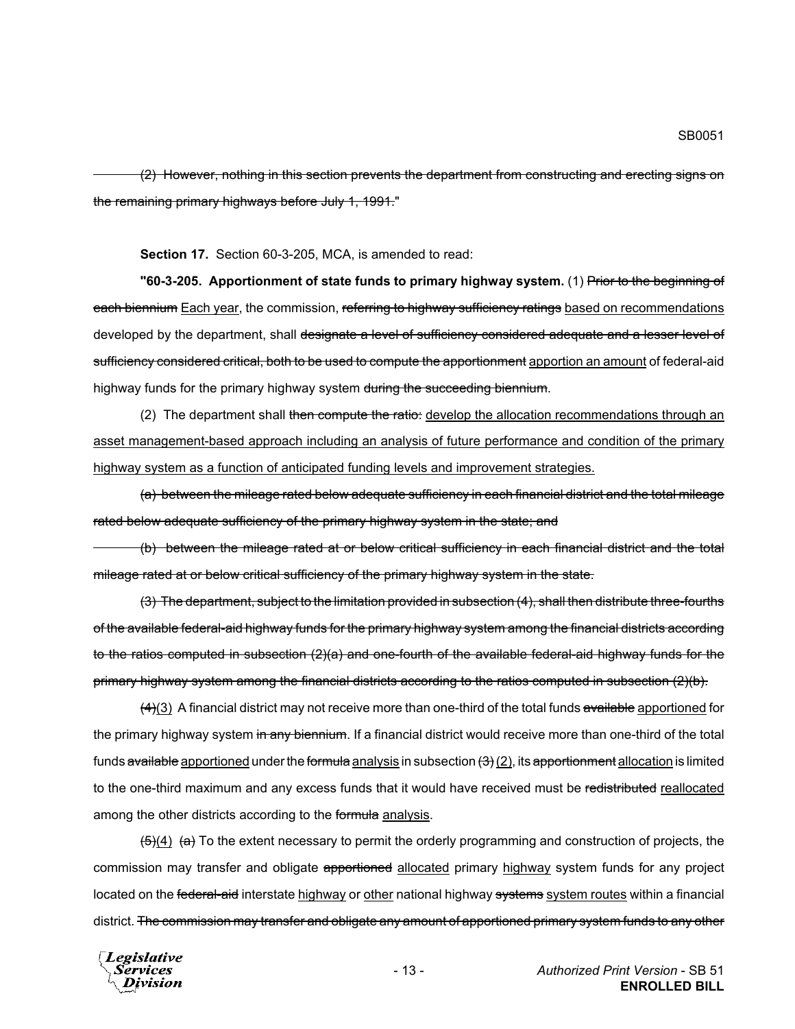~~(2) However, nothing in this section prevents the department from constructing and erecting signs on the remaining primary highways before July 1, 1991.~~"

**Section 17.** Section 60-3-205, MCA, is amended to read:

**"60-3-205. Apportionment of state funds to primary highway system.** (1) ~~Prior to the beginning of each biennium~~ <u>Each year</u>, the commission, ~~referring to highway sufficiency ratings~~ <u>based on recommendations</u> developed by the department, shall ~~designate a level of sufficiency considered adequate and a lesser level of sufficiency considered critical, both to be used to compute the apportionment~~ <u>apportion an amount</u> of federal-aid highway funds for the primary highway system ~~during the succeeding biennium~~.

(2) The department shall ~~then compute the ratio:~~ <u>develop the allocation recommendations through an asset management-based approach including an analysis of future performance and condition of the primary highway system as a function of anticipated funding levels and improvement strategies.</u>

~~(a) between the mileage rated below adequate sufficiency in each financial district and the total mileage rated below adequate sufficiency of the primary highway system in the state; and~~

~~(b) between the mileage rated at or below critical sufficiency in each financial district and the total mileage rated at or below critical sufficiency of the primary highway system in the state.~~

~~(3) The department, subject to the limitation provided in subsection (4), shall then distribute three-fourths of the available federal-aid highway funds for the primary highway system among the financial districts according to the ratios computed in subsection (2)(a) and one-fourth of the available federal-aid highway funds for the primary highway system among the financial districts according to the ratios computed in subsection (2)(b).~~

~~(4)~~<u>(3)</u> A financial district may not receive more than one-third of the total funds ~~available~~ <u>apportioned</u> for the primary highway system ~~in any biennium~~. If a financial district would receive more than one-third of the total funds ~~available~~ <u>apportioned</u> under the ~~formula~~ <u>analysis</u> in subsection ~~(3)~~ <u>(2)</u>, its ~~apportionment~~ <u>allocation</u> is limited to the one-third maximum and any excess funds that it would have received must be ~~redistributed~~ <u>reallocated</u> among the other districts according to the ~~formula~~ <u>analysis</u>.

~~(5)~~<u>(4)</u> ~~(a)~~ To the extent necessary to permit the orderly programming and construction of projects, the commission may transfer and obligate ~~apportioned~~ <u>allocated</u> primary <u>highway</u> system funds for any project located on the ~~federal-aid~~ interstate <u>highway</u> or <u>other</u> national highway ~~systems~~ <u>system routes</u> within a financial district. ~~The commission may transfer and obligate any amount of apportioned primary system funds to any other~~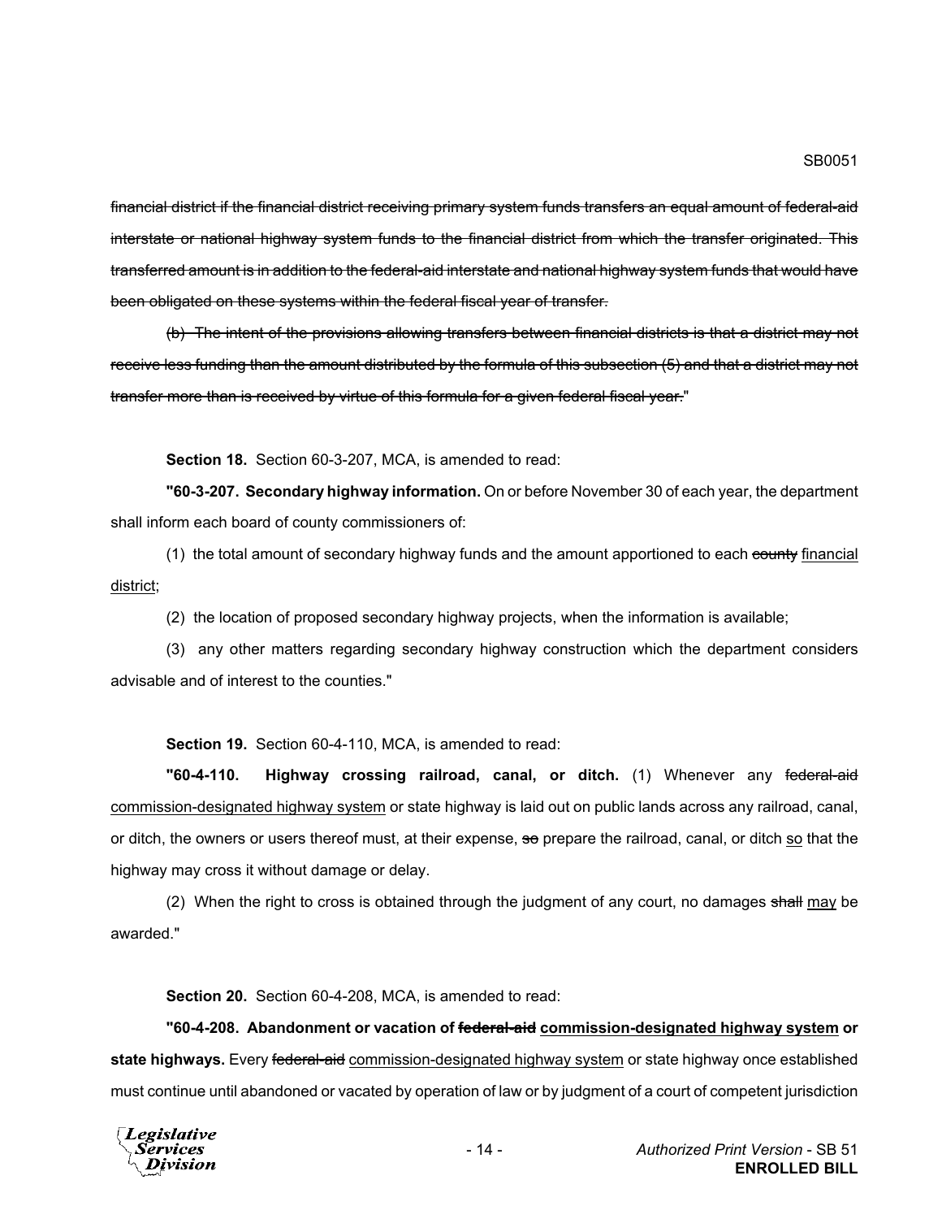~~financial district if the financial district receiving primary system funds transfers an equal amount of federal-aid interstate or national highway system funds to the financial district from which the transfer originated. This transferred amount is in addition to the federal-aid interstate and national highway system funds that would have been obligated on these systems within the federal fiscal year of transfer.~~

~~(b) The intent of the provisions allowing transfers between financial districts is that a district may not receive less funding than the amount distributed by the formula of this subsection (5) and that a district may not transfer more than is received by virtue of this formula for a given federal fiscal year.~~"

**Section 18.** Section 60-3-207, MCA, is amended to read:

**"60-3-207. Secondary highway information.** On or before November 30 of each year, the department shall inform each board of county commissioners of:

(1) the total amount of secondary highway funds and the amount apportioned to each ~~county~~ <u>financial district</u>;

(2) the location of proposed secondary highway projects, when the information is available;

(3) any other matters regarding secondary highway construction which the department considers advisable and of interest to the counties."

**Section 19.** Section 60-4-110, MCA, is amended to read:

**"60-4-110. Highway crossing railroad, canal, or ditch.** (1) Whenever any ~~federal-aid~~ <u>commission-designated highway system</u> or state highway is laid out on public lands across any railroad, canal, or ditch, the owners or users thereof must, at their expense, ~~so~~ prepare the railroad, canal, or ditch <u>so</u> that the highway may cross it without damage or delay.

(2) When the right to cross is obtained through the judgment of any court, no damages ~~shall~~ <u>may</u> be awarded."

**Section 20.** Section 60-4-208, MCA, is amended to read:

**"60-4-208. Abandonment or vacation of ~~federal-aid~~ <u>commission-designated highway system</u> or state highways.** Every ~~federal-aid~~ <u>commission-designated highway system</u> or state highway once established must continue until abandoned or vacated by operation of law or by judgment of a court of competent jurisdiction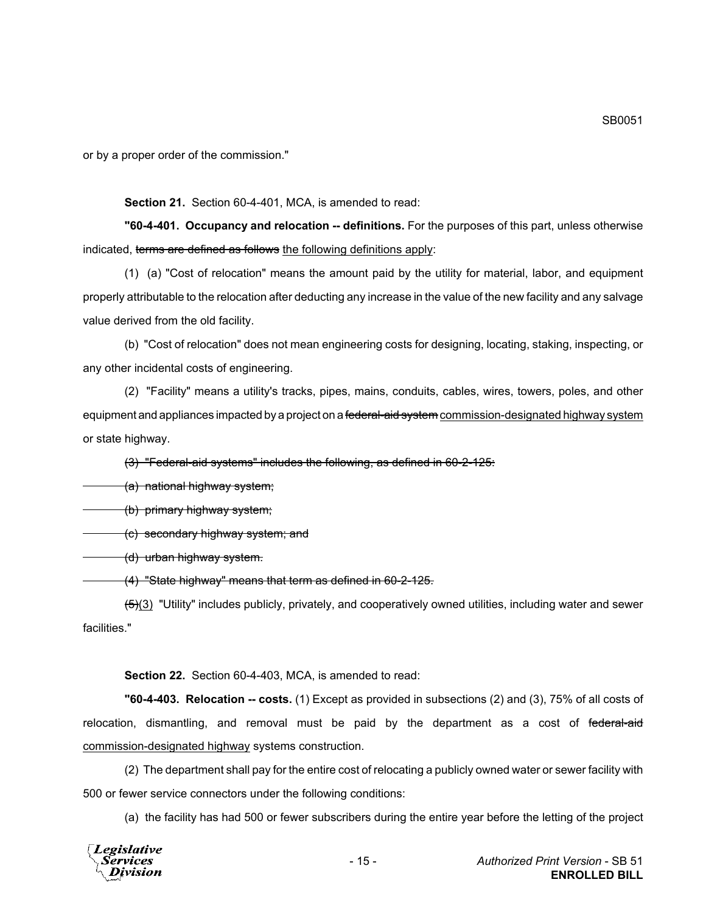or by a proper order of the commission."

**Section 21.** Section 60-4-401, MCA, is amended to read:

**"60-4-401. Occupancy and relocation -- definitions.** For the purposes of this part, unless otherwise indicated, ~~terms are defined as follows~~ the following definitions apply:

(1) (a) "Cost of relocation" means the amount paid by the utility for material, labor, and equipment properly attributable to the relocation after deducting any increase in the value of the new facility and any salvage value derived from the old facility.

(b) "Cost of relocation" does not mean engineering costs for designing, locating, staking, inspecting, or any other incidental costs of engineering.

(2) "Facility" means a utility's tracks, pipes, mains, conduits, cables, wires, towers, poles, and other equipment and appliances impacted by a project on a ~~federal-aid system~~ commission-designated highway system or state highway.

~~(3) "Federal-aid systems" includes the following, as defined in 60-2-125:~~

~~(a) national highway system;~~

~~(b) primary highway system;~~

~~(c) secondary highway system; and~~

~~(d) urban highway system.~~

~~(4) "State highway" means that term as defined in 60-2-125.~~

~~(5)~~(3) "Utility" includes publicly, privately, and cooperatively owned utilities, including water and sewer facilities."

**Section 22.** Section 60-4-403, MCA, is amended to read:

**"60-4-403. Relocation -- costs.** (1) Except as provided in subsections (2) and (3), 75% of all costs of relocation, dismantling, and removal must be paid by the department as a cost of ~~federal-aid~~ commission-designated highway systems construction.

(2) The department shall pay for the entire cost of relocating a publicly owned water or sewer facility with 500 or fewer service connectors under the following conditions:

(a) the facility has had 500 or fewer subscribers during the entire year before the letting of the project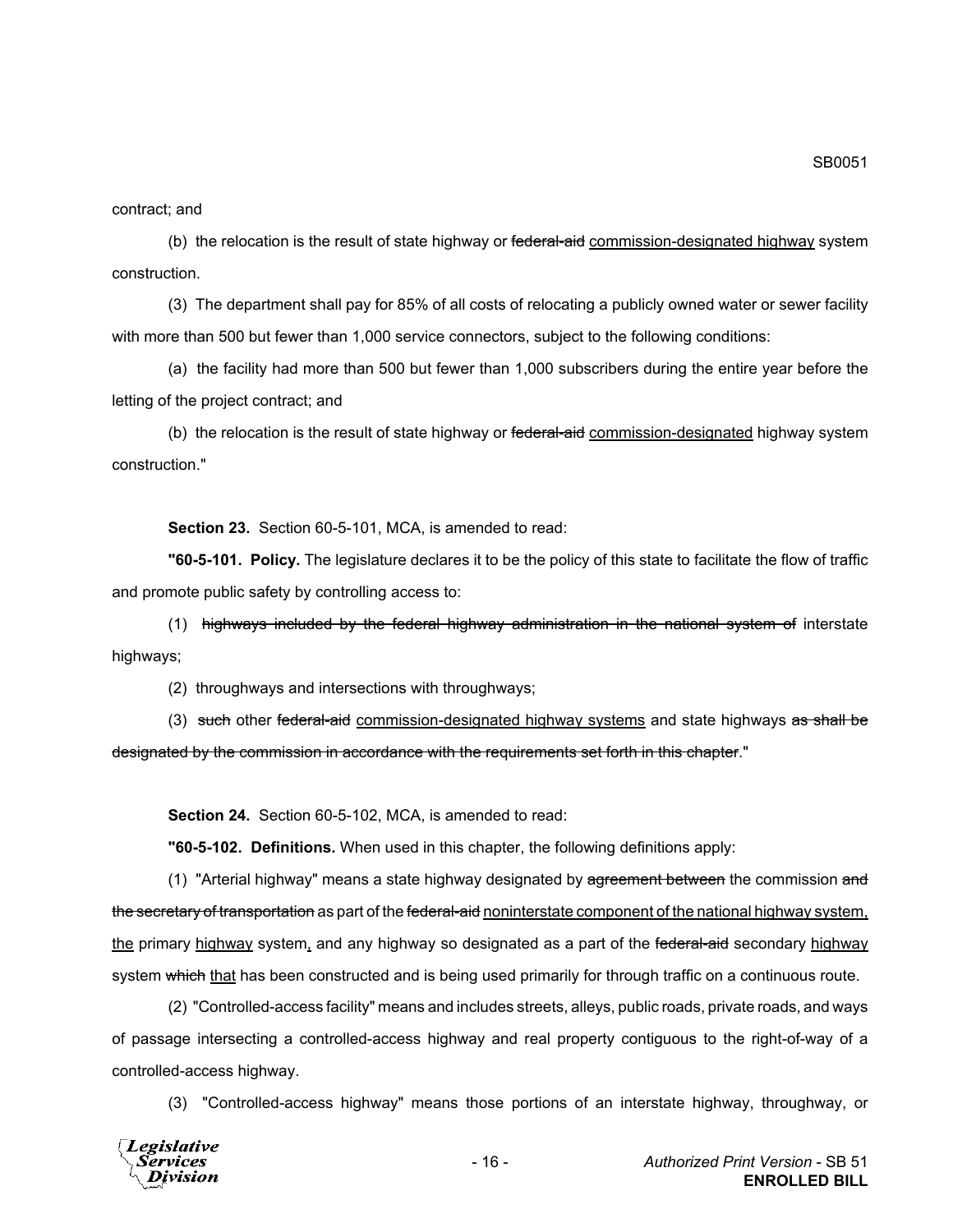contract; and

(b) the relocation is the result of state highway or ~~federal-aid~~ <u>commission-designated highway</u> system construction.

(3) The department shall pay for 85% of all costs of relocating a publicly owned water or sewer facility with more than 500 but fewer than 1,000 service connectors, subject to the following conditions:

(a) the facility had more than 500 but fewer than 1,000 subscribers during the entire year before the letting of the project contract; and

(b) the relocation is the result of state highway or ~~federal-aid~~ <u>commission-designated</u> highway system construction."

**Section 23.** Section 60-5-101, MCA, is amended to read:

**"60-5-101. Policy.** The legislature declares it to be the policy of this state to facilitate the flow of traffic and promote public safety by controlling access to:

(1) ~~highways included by the federal highway administration in the national system of~~ interstate highways;

(2) throughways and intersections with throughways;

(3) ~~such~~ other ~~federal-aid~~ <u>commission-designated highway systems</u> and state highways ~~as shall be designated by the commission in accordance with the requirements set forth in this chapter~~."

**Section 24.** Section 60-5-102, MCA, is amended to read:

**"60-5-102. Definitions.** When used in this chapter, the following definitions apply:

(1) "Arterial highway" means a state highway designated by ~~agreement between~~ the commission ~~and the secretary of transportation~~ as part of the ~~federal-aid~~ <u>noninterstate component of the national highway system, the</u> primary <u>highway</u> system<u>,</u> and any highway so designated as a part of the ~~federal-aid~~ secondary <u>highway</u> system ~~which~~ <u>that</u> has been constructed and is being used primarily for through traffic on a continuous route.

(2) "Controlled-access facility" means and includes streets, alleys, public roads, private roads, and ways of passage intersecting a controlled-access highway and real property contiguous to the right-of-way of a controlled-access highway.

(3) "Controlled-access highway" means those portions of an interstate highway, throughway, or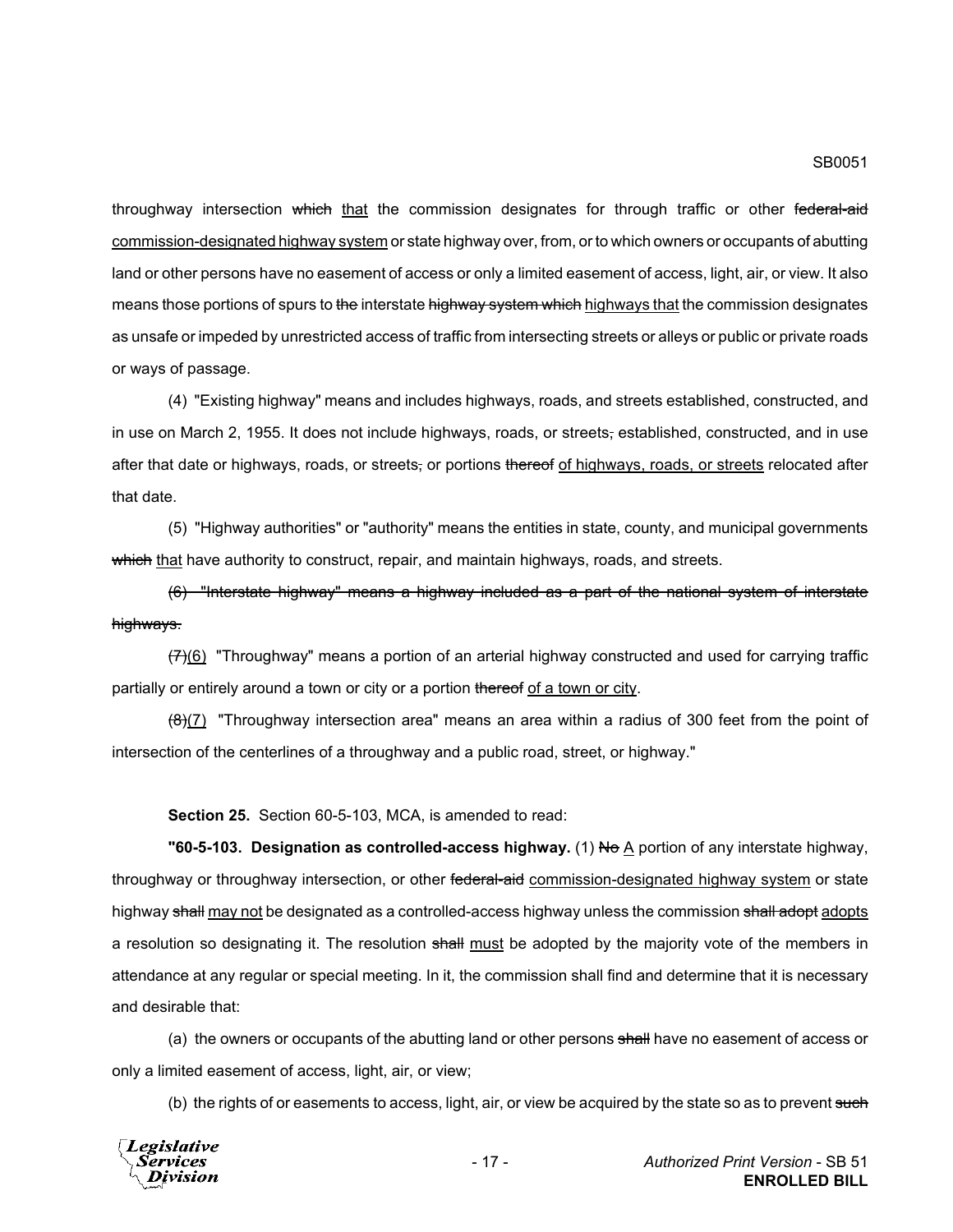throughway intersection ~~which~~ that the commission designates for through traffic or other ~~federal-aid~~ commission-designated highway system or state highway over, from, or to which owners or occupants of abutting land or other persons have no easement of access or only a limited easement of access, light, air, or view. It also means those portions of spurs to ~~the~~ interstate ~~highway system which~~ highways that the commission designates as unsafe or impeded by unrestricted access of traffic from intersecting streets or alleys or public or private roads or ways of passage.

(4) "Existing highway" means and includes highways, roads, and streets established, constructed, and in use on March 2, 1955. It does not include highways, roads, or streets~~,~~ established, constructed, and in use after that date or highways, roads, or streets~~,~~ or portions ~~thereof~~ of highways, roads, or streets relocated after that date.

(5) "Highway authorities" or "authority" means the entities in state, county, and municipal governments ~~which~~ that have authority to construct, repair, and maintain highways, roads, and streets.

~~(6) "Interstate highway" means a highway included as a part of the national system of interstate highways.~~

~~(7)~~(6) "Throughway" means a portion of an arterial highway constructed and used for carrying traffic partially or entirely around a town or city or a portion ~~thereof~~ of a town or city.

~~(8)~~(7) "Throughway intersection area" means an area within a radius of 300 feet from the point of intersection of the centerlines of a throughway and a public road, street, or highway."

**Section 25.** Section 60-5-103, MCA, is amended to read:

**"60-5-103. Designation as controlled-access highway.** (1) ~~No~~ A portion of any interstate highway, throughway or throughway intersection, or other ~~federal-aid~~ commission-designated highway system or state highway ~~shall~~ may not be designated as a controlled-access highway unless the commission ~~shall adopt~~ adopts a resolution so designating it. The resolution ~~shall~~ must be adopted by the majority vote of the members in attendance at any regular or special meeting. In it, the commission shall find and determine that it is necessary and desirable that:

(a) the owners or occupants of the abutting land or other persons ~~shall~~ have no easement of access or only a limited easement of access, light, air, or view;

(b) the rights of or easements to access, light, air, or view be acquired by the state so as to prevent ~~such~~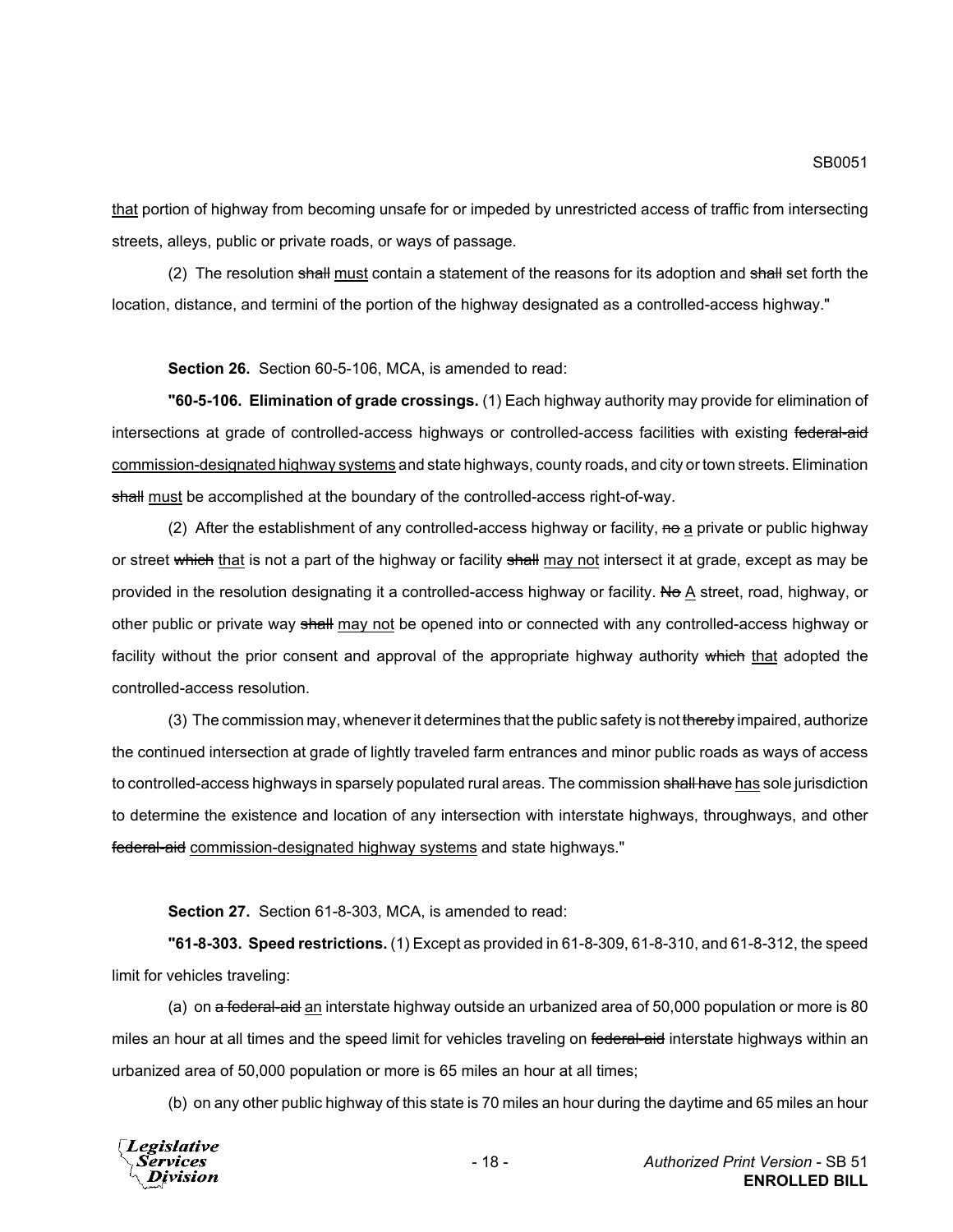<u>that</u> portion of highway from becoming unsafe for or impeded by unrestricted access of traffic from intersecting streets, alleys, public or private roads, or ways of passage.

(2) The resolution ~~shall~~ <u>must</u> contain a statement of the reasons for its adoption and ~~shall~~ set forth the location, distance, and termini of the portion of the highway designated as a controlled-access highway."

**Section 26.** Section 60-5-106, MCA, is amended to read:

**"60-5-106. Elimination of grade crossings.** (1) Each highway authority may provide for elimination of intersections at grade of controlled-access highways or controlled-access facilities with existing ~~federal-aid~~ <u>commission-designated highway systems</u> and state highways, county roads, and city or town streets. Elimination ~~shall~~ <u>must</u> be accomplished at the boundary of the controlled-access right-of-way.

(2) After the establishment of any controlled-access highway or facility, ~~no~~ <u>a</u> private or public highway or street ~~which~~ <u>that</u> is not a part of the highway or facility ~~shall~~ <u>may not</u> intersect it at grade, except as may be provided in the resolution designating it a controlled-access highway or facility. ~~No~~ <u>A</u> street, road, highway, or other public or private way ~~shall~~ <u>may not</u> be opened into or connected with any controlled-access highway or facility without the prior consent and approval of the appropriate highway authority ~~which~~ <u>that</u> adopted the controlled-access resolution.

(3) The commission may, whenever it determines that the public safety is not ~~thereby~~ impaired, authorize the continued intersection at grade of lightly traveled farm entrances and minor public roads as ways of access to controlled-access highways in sparsely populated rural areas. The commission ~~shall have~~ <u>has</u> sole jurisdiction to determine the existence and location of any intersection with interstate highways, throughways, and other ~~federal-aid~~ <u>commission-designated highway systems</u> and state highways."

**Section 27.** Section 61-8-303, MCA, is amended to read:

**"61-8-303. Speed restrictions.** (1) Except as provided in 61-8-309, 61-8-310, and 61-8-312, the speed limit for vehicles traveling:

(a) on ~~a federal-aid~~ <u>an</u> interstate highway outside an urbanized area of 50,000 population or more is 80 miles an hour at all times and the speed limit for vehicles traveling on ~~federal-aid~~ interstate highways within an urbanized area of 50,000 population or more is 65 miles an hour at all times;

(b) on any other public highway of this state is 70 miles an hour during the daytime and 65 miles an hour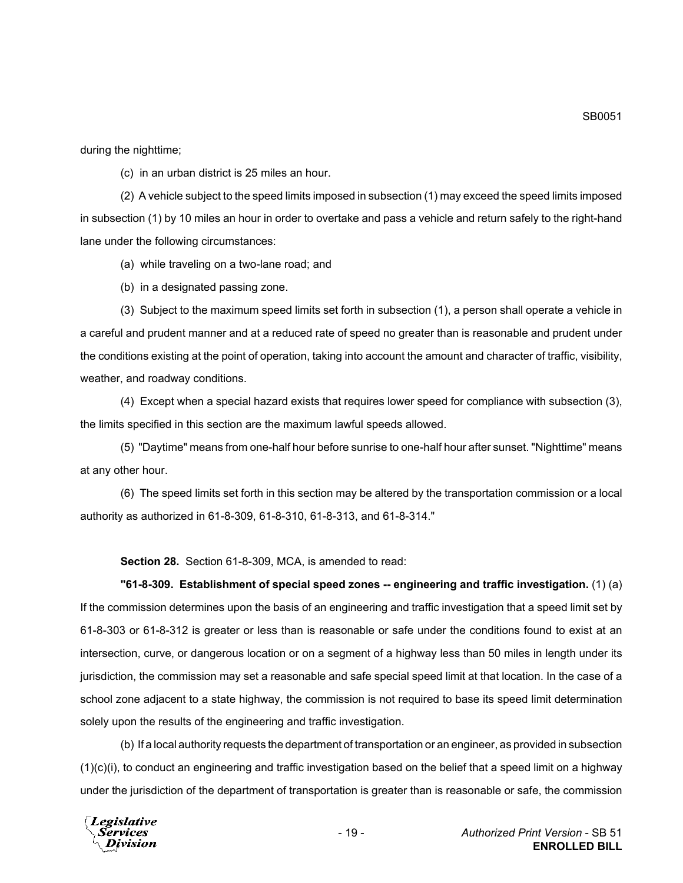during the nighttime;

(c) in an urban district is 25 miles an hour.

(2) A vehicle subject to the speed limits imposed in subsection (1) may exceed the speed limits imposed in subsection (1) by 10 miles an hour in order to overtake and pass a vehicle and return safely to the right-hand lane under the following circumstances:

(a) while traveling on a two-lane road; and

(b) in a designated passing zone.

(3) Subject to the maximum speed limits set forth in subsection (1), a person shall operate a vehicle in a careful and prudent manner and at a reduced rate of speed no greater than is reasonable and prudent under the conditions existing at the point of operation, taking into account the amount and character of traffic, visibility, weather, and roadway conditions.

(4) Except when a special hazard exists that requires lower speed for compliance with subsection (3), the limits specified in this section are the maximum lawful speeds allowed.

(5) "Daytime" means from one-half hour before sunrise to one-half hour after sunset. "Nighttime" means at any other hour.

(6) The speed limits set forth in this section may be altered by the transportation commission or a local authority as authorized in 61-8-309, 61-8-310, 61-8-313, and 61-8-314."

**Section 28.** Section 61-8-309, MCA, is amended to read:

**"61-8-309. Establishment of special speed zones -- engineering and traffic investigation.** (1) (a) If the commission determines upon the basis of an engineering and traffic investigation that a speed limit set by 61-8-303 or 61-8-312 is greater or less than is reasonable or safe under the conditions found to exist at an intersection, curve, or dangerous location or on a segment of a highway less than 50 miles in length under its jurisdiction, the commission may set a reasonable and safe special speed limit at that location. In the case of a school zone adjacent to a state highway, the commission is not required to base its speed limit determination solely upon the results of the engineering and traffic investigation.

(b) If a local authority requests the department of transportation or an engineer, as provided in subsection (1)(c)(i), to conduct an engineering and traffic investigation based on the belief that a speed limit on a highway under the jurisdiction of the department of transportation is greater than is reasonable or safe, the commission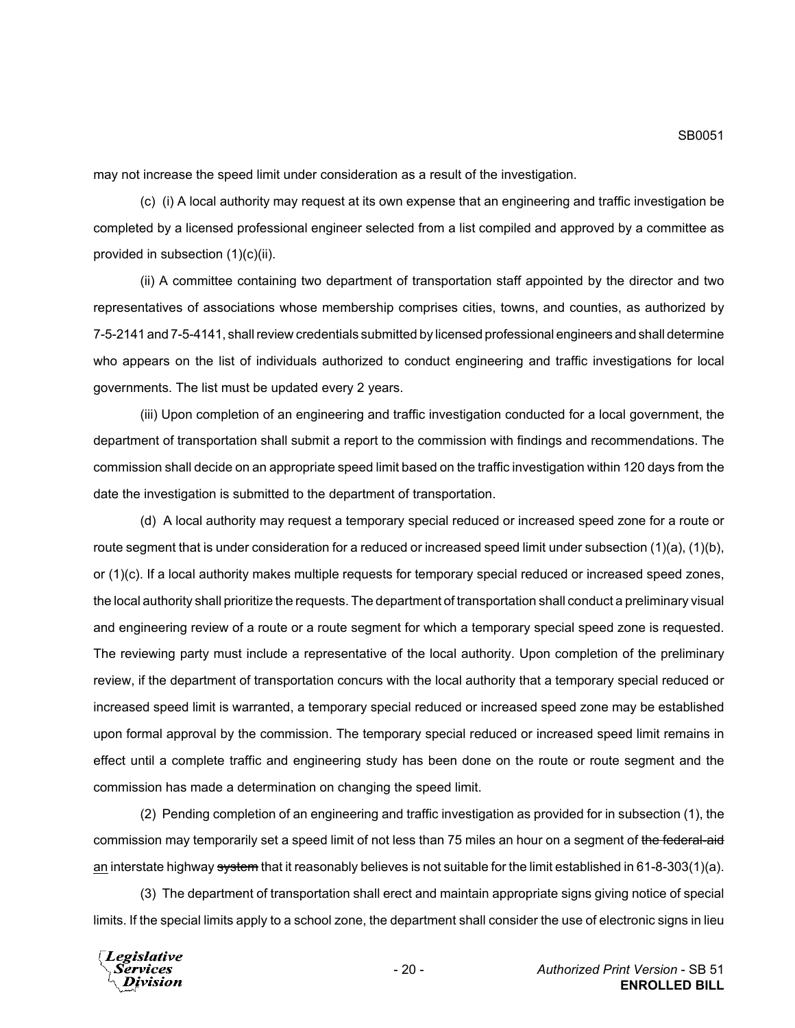may not increase the speed limit under consideration as a result of the investigation.

(c) (i) A local authority may request at its own expense that an engineering and traffic investigation be completed by a licensed professional engineer selected from a list compiled and approved by a committee as provided in subsection (1)(c)(ii).

(ii) A committee containing two department of transportation staff appointed by the director and two representatives of associations whose membership comprises cities, towns, and counties, as authorized by 7-5-2141 and 7-5-4141, shall review credentials submitted by licensed professional engineers and shall determine who appears on the list of individuals authorized to conduct engineering and traffic investigations for local governments. The list must be updated every 2 years.

(iii) Upon completion of an engineering and traffic investigation conducted for a local government, the department of transportation shall submit a report to the commission with findings and recommendations. The commission shall decide on an appropriate speed limit based on the traffic investigation within 120 days from the date the investigation is submitted to the department of transportation.

(d) A local authority may request a temporary special reduced or increased speed zone for a route or route segment that is under consideration for a reduced or increased speed limit under subsection (1)(a), (1)(b), or (1)(c). If a local authority makes multiple requests for temporary special reduced or increased speed zones, the local authority shall prioritize the requests. The department of transportation shall conduct a preliminary visual and engineering review of a route or a route segment for which a temporary special speed zone is requested. The reviewing party must include a representative of the local authority. Upon completion of the preliminary review, if the department of transportation concurs with the local authority that a temporary special reduced or increased speed limit is warranted, a temporary special reduced or increased speed zone may be established upon formal approval by the commission. The temporary special reduced or increased speed limit remains in effect until a complete traffic and engineering study has been done on the route or route segment and the commission has made a determination on changing the speed limit.

(2) Pending completion of an engineering and traffic investigation as provided for in subsection (1), the commission may temporarily set a speed limit of not less than 75 miles an hour on a segment of ~~the federal-aid~~ an interstate highway ~~system~~ that it reasonably believes is not suitable for the limit established in 61-8-303(1)(a).

(3) The department of transportation shall erect and maintain appropriate signs giving notice of special limits. If the special limits apply to a school zone, the department shall consider the use of electronic signs in lieu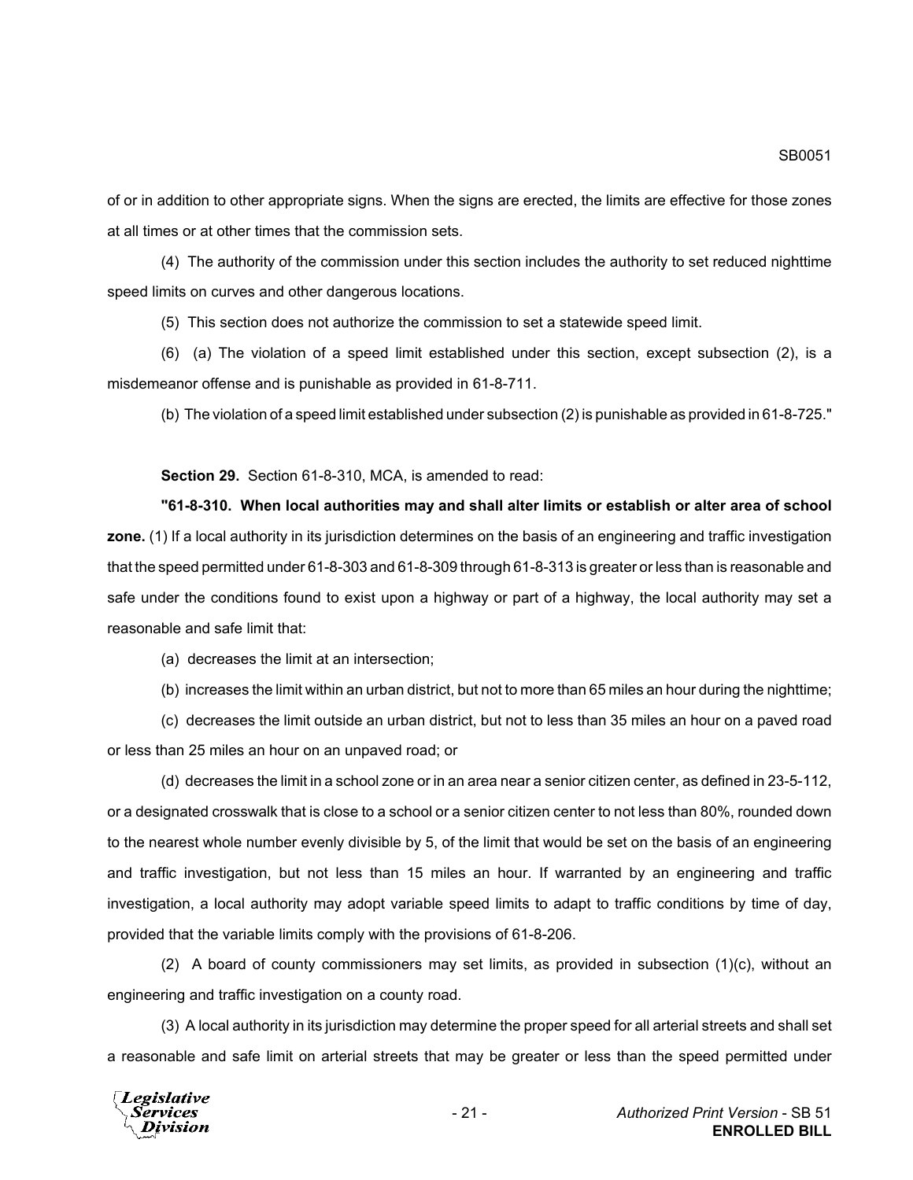of or in addition to other appropriate signs. When the signs are erected, the limits are effective for those zones at all times or at other times that the commission sets.

(4) The authority of the commission under this section includes the authority to set reduced nighttime speed limits on curves and other dangerous locations.

(5) This section does not authorize the commission to set a statewide speed limit.

(6) (a) The violation of a speed limit established under this section, except subsection (2), is a misdemeanor offense and is punishable as provided in 61-8-711.

(b) The violation of a speed limit established under subsection (2) is punishable as provided in 61-8-725."

**Section 29.** Section 61-8-310, MCA, is amended to read:

**"61-8-310. When local authorities may and shall alter limits or establish or alter area of school zone.** (1) If a local authority in its jurisdiction determines on the basis of an engineering and traffic investigation that the speed permitted under 61-8-303 and 61-8-309 through 61-8-313 is greater or less than is reasonable and safe under the conditions found to exist upon a highway or part of a highway, the local authority may set a reasonable and safe limit that:

(a) decreases the limit at an intersection;

(b) increases the limit within an urban district, but not to more than 65 miles an hour during the nighttime;

(c) decreases the limit outside an urban district, but not to less than 35 miles an hour on a paved road or less than 25 miles an hour on an unpaved road; or

(d) decreases the limit in a school zone or in an area near a senior citizen center, as defined in 23-5-112, or a designated crosswalk that is close to a school or a senior citizen center to not less than 80%, rounded down to the nearest whole number evenly divisible by 5, of the limit that would be set on the basis of an engineering and traffic investigation, but not less than 15 miles an hour. If warranted by an engineering and traffic investigation, a local authority may adopt variable speed limits to adapt to traffic conditions by time of day, provided that the variable limits comply with the provisions of 61-8-206.

(2) A board of county commissioners may set limits, as provided in subsection (1)(c), without an engineering and traffic investigation on a county road.

(3) A local authority in its jurisdiction may determine the proper speed for all arterial streets and shall set a reasonable and safe limit on arterial streets that may be greater or less than the speed permitted under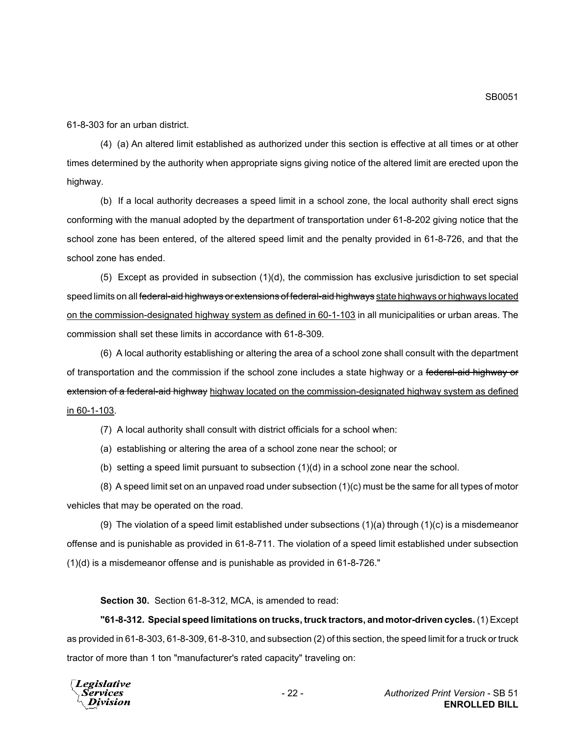61-8-303 for an urban district.

(4) (a) An altered limit established as authorized under this section is effective at all times or at other times determined by the authority when appropriate signs giving notice of the altered limit are erected upon the highway.

(b) If a local authority decreases a speed limit in a school zone, the local authority shall erect signs conforming with the manual adopted by the department of transportation under 61-8-202 giving notice that the school zone has been entered, of the altered speed limit and the penalty provided in 61-8-726, and that the school zone has ended.

(5) Except as provided in subsection (1)(d), the commission has exclusive jurisdiction to set special speed limits on all ~~federal-aid highways or extensions of federal-aid highways~~ <u>state highways or highways located on the commission-designated highway system as defined in 60-1-103</u> in all municipalities or urban areas. The commission shall set these limits in accordance with 61-8-309.

(6) A local authority establishing or altering the area of a school zone shall consult with the department of transportation and the commission if the school zone includes a state highway or a ~~federal-aid highway or extension of a federal-aid highway~~ <u>highway located on the commission-designated highway system as defined in 60-1-103</u>.

(7) A local authority shall consult with district officials for a school when:

(a) establishing or altering the area of a school zone near the school; or

(b) setting a speed limit pursuant to subsection (1)(d) in a school zone near the school.

(8) A speed limit set on an unpaved road under subsection (1)(c) must be the same for all types of motor vehicles that may be operated on the road.

(9) The violation of a speed limit established under subsections (1)(a) through (1)(c) is a misdemeanor offense and is punishable as provided in 61-8-711. The violation of a speed limit established under subsection (1)(d) is a misdemeanor offense and is punishable as provided in 61-8-726."

**Section 30.** Section 61-8-312, MCA, is amended to read:

**"61-8-312. Special speed limitations on trucks, truck tractors, and motor-driven cycles.** (1) Except as provided in 61-8-303, 61-8-309, 61-8-310, and subsection (2) of this section, the speed limit for a truck or truck tractor of more than 1 ton "manufacturer's rated capacity" traveling on: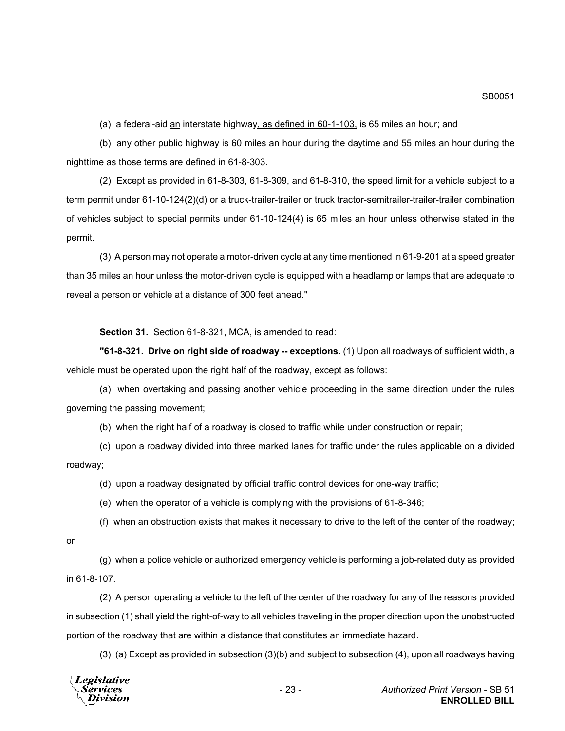(a) ~~a federal-aid~~ an interstate highway, as defined in 60-1-103, is 65 miles an hour; and

(b) any other public highway is 60 miles an hour during the daytime and 55 miles an hour during the nighttime as those terms are defined in 61-8-303.

(2) Except as provided in 61-8-303, 61-8-309, and 61-8-310, the speed limit for a vehicle subject to a term permit under 61-10-124(2)(d) or a truck-trailer-trailer or truck tractor-semitrailer-trailer-trailer combination of vehicles subject to special permits under 61-10-124(4) is 65 miles an hour unless otherwise stated in the permit.

(3) A person may not operate a motor-driven cycle at any time mentioned in 61-9-201 at a speed greater than 35 miles an hour unless the motor-driven cycle is equipped with a headlamp or lamps that are adequate to reveal a person or vehicle at a distance of 300 feet ahead."

**Section 31.** Section 61-8-321, MCA, is amended to read:

**"61-8-321. Drive on right side of roadway -- exceptions.** (1) Upon all roadways of sufficient width, a vehicle must be operated upon the right half of the roadway, except as follows:

(a) when overtaking and passing another vehicle proceeding in the same direction under the rules governing the passing movement;

(b) when the right half of a roadway is closed to traffic while under construction or repair;

(c) upon a roadway divided into three marked lanes for traffic under the rules applicable on a divided roadway;

(d) upon a roadway designated by official traffic control devices for one-way traffic;

(e) when the operator of a vehicle is complying with the provisions of 61-8-346;

(f) when an obstruction exists that makes it necessary to drive to the left of the center of the roadway; or

(g) when a police vehicle or authorized emergency vehicle is performing a job-related duty as provided in 61-8-107.

(2) A person operating a vehicle to the left of the center of the roadway for any of the reasons provided in subsection (1) shall yield the right-of-way to all vehicles traveling in the proper direction upon the unobstructed portion of the roadway that are within a distance that constitutes an immediate hazard.

(3) (a) Except as provided in subsection (3)(b) and subject to subsection (4), upon all roadways having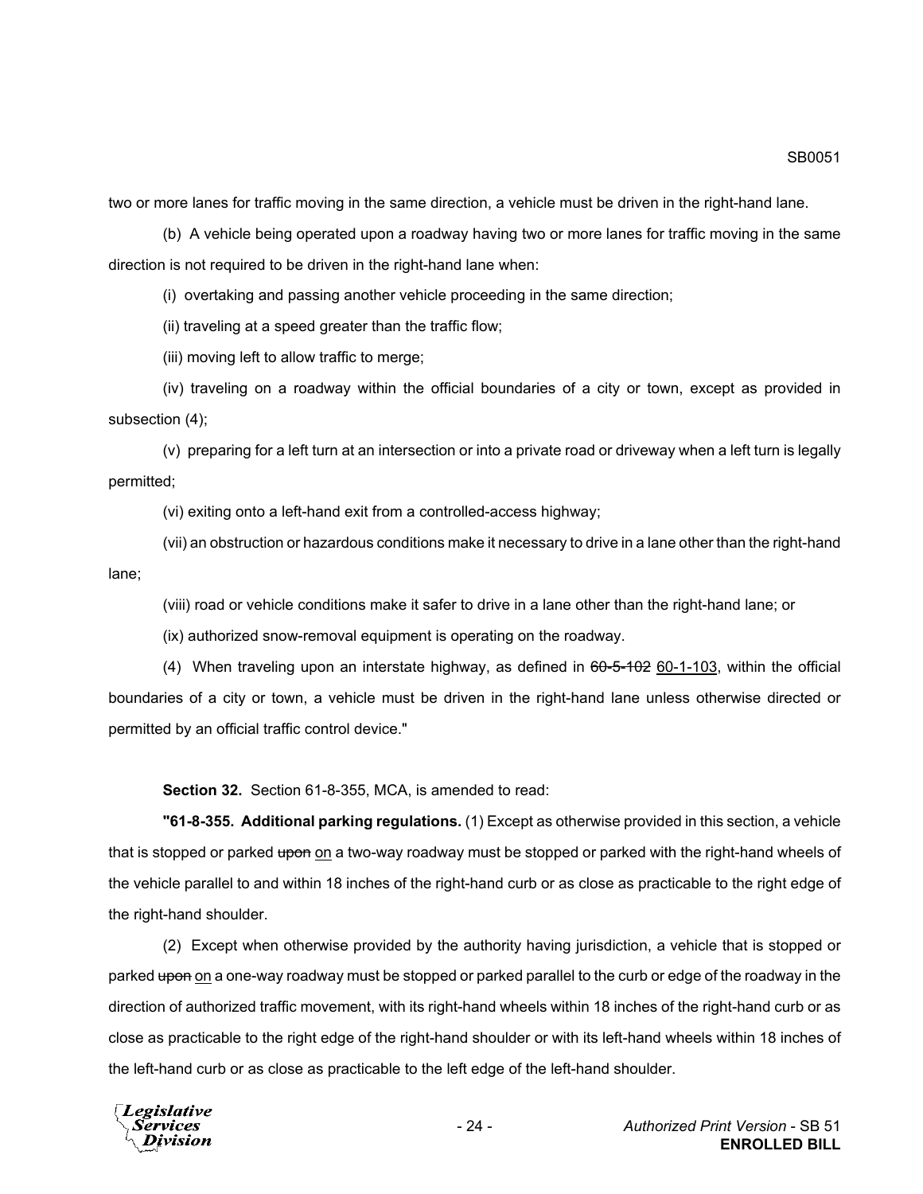two or more lanes for traffic moving in the same direction, a vehicle must be driven in the right-hand lane.

(b) A vehicle being operated upon a roadway having two or more lanes for traffic moving in the same direction is not required to be driven in the right-hand lane when:

(i) overtaking and passing another vehicle proceeding in the same direction;

(ii) traveling at a speed greater than the traffic flow;

(iii) moving left to allow traffic to merge;

(iv) traveling on a roadway within the official boundaries of a city or town, except as provided in subsection (4);

(v) preparing for a left turn at an intersection or into a private road or driveway when a left turn is legally permitted;

(vi) exiting onto a left-hand exit from a controlled-access highway;

(vii) an obstruction or hazardous conditions make it necessary to drive in a lane other than the right-hand lane;

(viii) road or vehicle conditions make it safer to drive in a lane other than the right-hand lane; or

(ix) authorized snow-removal equipment is operating on the roadway.

(4) When traveling upon an interstate highway, as defined in ~~60-5-102~~ 60-1-103, within the official boundaries of a city or town, a vehicle must be driven in the right-hand lane unless otherwise directed or permitted by an official traffic control device."

**Section 32.** Section 61-8-355, MCA, is amended to read:

**"61-8-355. Additional parking regulations.** (1) Except as otherwise provided in this section, a vehicle that is stopped or parked ~~upon~~ on a two-way roadway must be stopped or parked with the right-hand wheels of the vehicle parallel to and within 18 inches of the right-hand curb or as close as practicable to the right edge of the right-hand shoulder.

(2) Except when otherwise provided by the authority having jurisdiction, a vehicle that is stopped or parked ~~upon~~ on a one-way roadway must be stopped or parked parallel to the curb or edge of the roadway in the direction of authorized traffic movement, with its right-hand wheels within 18 inches of the right-hand curb or as close as practicable to the right edge of the right-hand shoulder or with its left-hand wheels within 18 inches of the left-hand curb or as close as practicable to the left edge of the left-hand shoulder.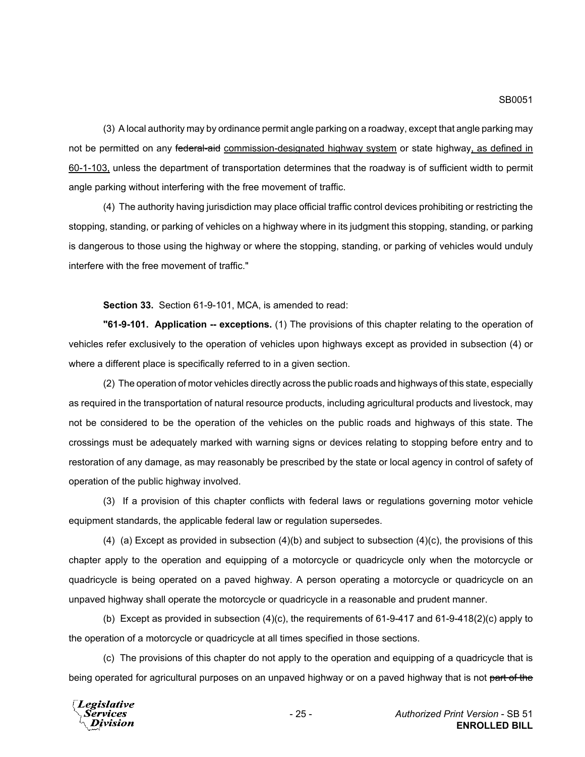(3) A local authority may by ordinance permit angle parking on a roadway, except that angle parking may not be permitted on any ~~federal-aid~~ commission-designated highway system or state highway, as defined in 60-1-103, unless the department of transportation determines that the roadway is of sufficient width to permit angle parking without interfering with the free movement of traffic.

(4) The authority having jurisdiction may place official traffic control devices prohibiting or restricting the stopping, standing, or parking of vehicles on a highway where in its judgment this stopping, standing, or parking is dangerous to those using the highway or where the stopping, standing, or parking of vehicles would unduly interfere with the free movement of traffic."

**Section 33.** Section 61-9-101, MCA, is amended to read:

**"61-9-101. Application -- exceptions.** (1) The provisions of this chapter relating to the operation of vehicles refer exclusively to the operation of vehicles upon highways except as provided in subsection (4) or where a different place is specifically referred to in a given section.

(2) The operation of motor vehicles directly across the public roads and highways of this state, especially as required in the transportation of natural resource products, including agricultural products and livestock, may not be considered to be the operation of the vehicles on the public roads and highways of this state. The crossings must be adequately marked with warning signs or devices relating to stopping before entry and to restoration of any damage, as may reasonably be prescribed by the state or local agency in control of safety of operation of the public highway involved.

(3) If a provision of this chapter conflicts with federal laws or regulations governing motor vehicle equipment standards, the applicable federal law or regulation supersedes.

(4) (a) Except as provided in subsection (4)(b) and subject to subsection (4)(c), the provisions of this chapter apply to the operation and equipping of a motorcycle or quadricycle only when the motorcycle or quadricycle is being operated on a paved highway. A person operating a motorcycle or quadricycle on an unpaved highway shall operate the motorcycle or quadricycle in a reasonable and prudent manner.

(b) Except as provided in subsection (4)(c), the requirements of 61-9-417 and 61-9-418(2)(c) apply to the operation of a motorcycle or quadricycle at all times specified in those sections.

(c) The provisions of this chapter do not apply to the operation and equipping of a quadricycle that is being operated for agricultural purposes on an unpaved highway or on a paved highway that is not ~~part of the~~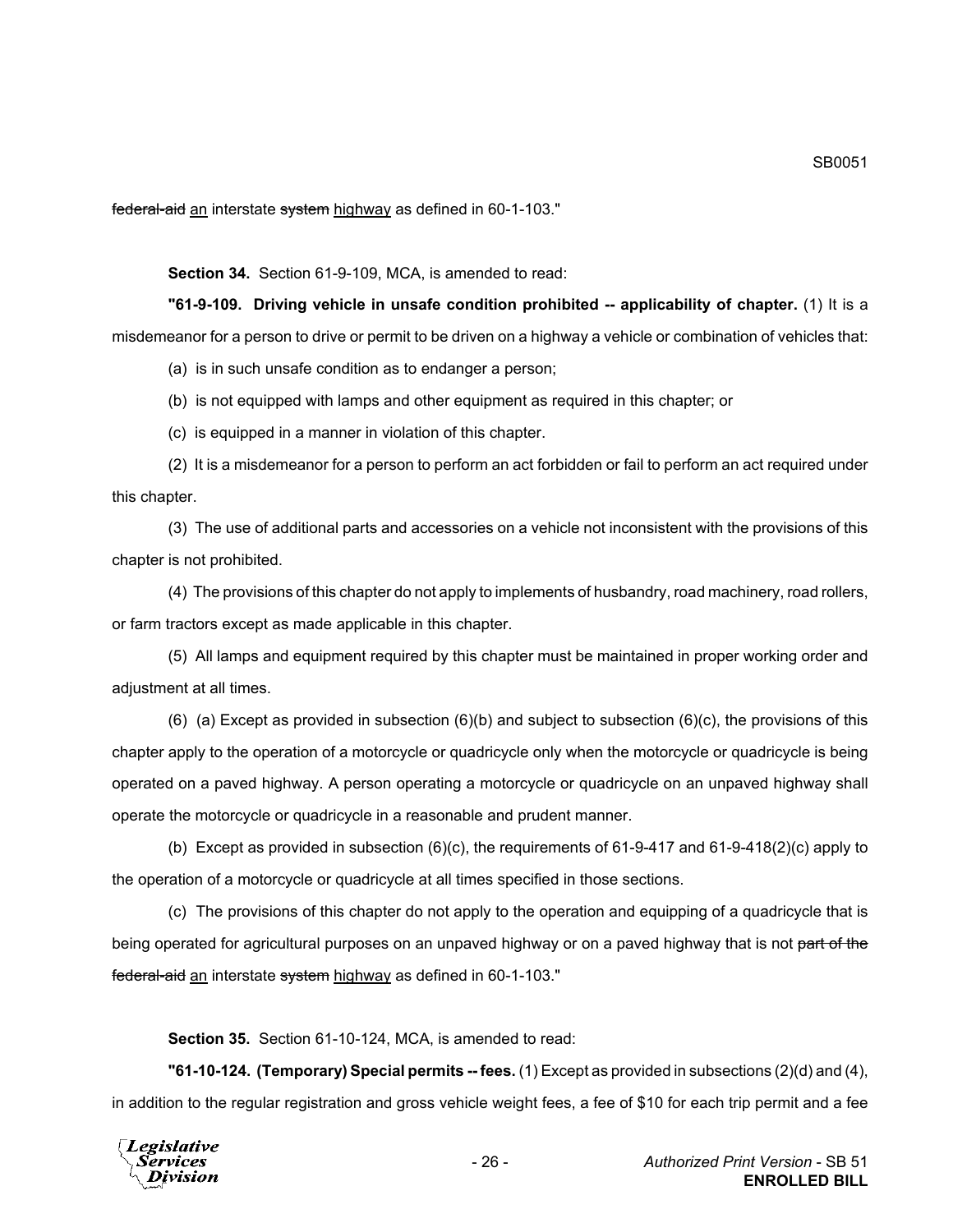~~federal-aid~~ an interstate ~~system~~ highway as defined in 60-1-103."

**Section 34.** Section 61-9-109, MCA, is amended to read:

**"61-9-109. Driving vehicle in unsafe condition prohibited -- applicability of chapter.** (1) It is a misdemeanor for a person to drive or permit to be driven on a highway a vehicle or combination of vehicles that:

(a) is in such unsafe condition as to endanger a person;

(b) is not equipped with lamps and other equipment as required in this chapter; or

(c) is equipped in a manner in violation of this chapter.

(2) It is a misdemeanor for a person to perform an act forbidden or fail to perform an act required under this chapter.

(3) The use of additional parts and accessories on a vehicle not inconsistent with the provisions of this chapter is not prohibited.

(4) The provisions of this chapter do not apply to implements of husbandry, road machinery, road rollers, or farm tractors except as made applicable in this chapter.

(5) All lamps and equipment required by this chapter must be maintained in proper working order and adjustment at all times.

(6) (a) Except as provided in subsection (6)(b) and subject to subsection (6)(c), the provisions of this chapter apply to the operation of a motorcycle or quadricycle only when the motorcycle or quadricycle is being operated on a paved highway. A person operating a motorcycle or quadricycle on an unpaved highway shall operate the motorcycle or quadricycle in a reasonable and prudent manner.

(b) Except as provided in subsection (6)(c), the requirements of 61-9-417 and 61-9-418(2)(c) apply to the operation of a motorcycle or quadricycle at all times specified in those sections.

(c) The provisions of this chapter do not apply to the operation and equipping of a quadricycle that is being operated for agricultural purposes on an unpaved highway or on a paved highway that is not ~~part of the federal-aid~~ an interstate ~~system~~ highway as defined in 60-1-103."

**Section 35.** Section 61-10-124, MCA, is amended to read:

**"61-10-124. (Temporary) Special permits -- fees.** (1) Except as provided in subsections (2)(d) and (4), in addition to the regular registration and gross vehicle weight fees, a fee of $10 for each trip permit and a fee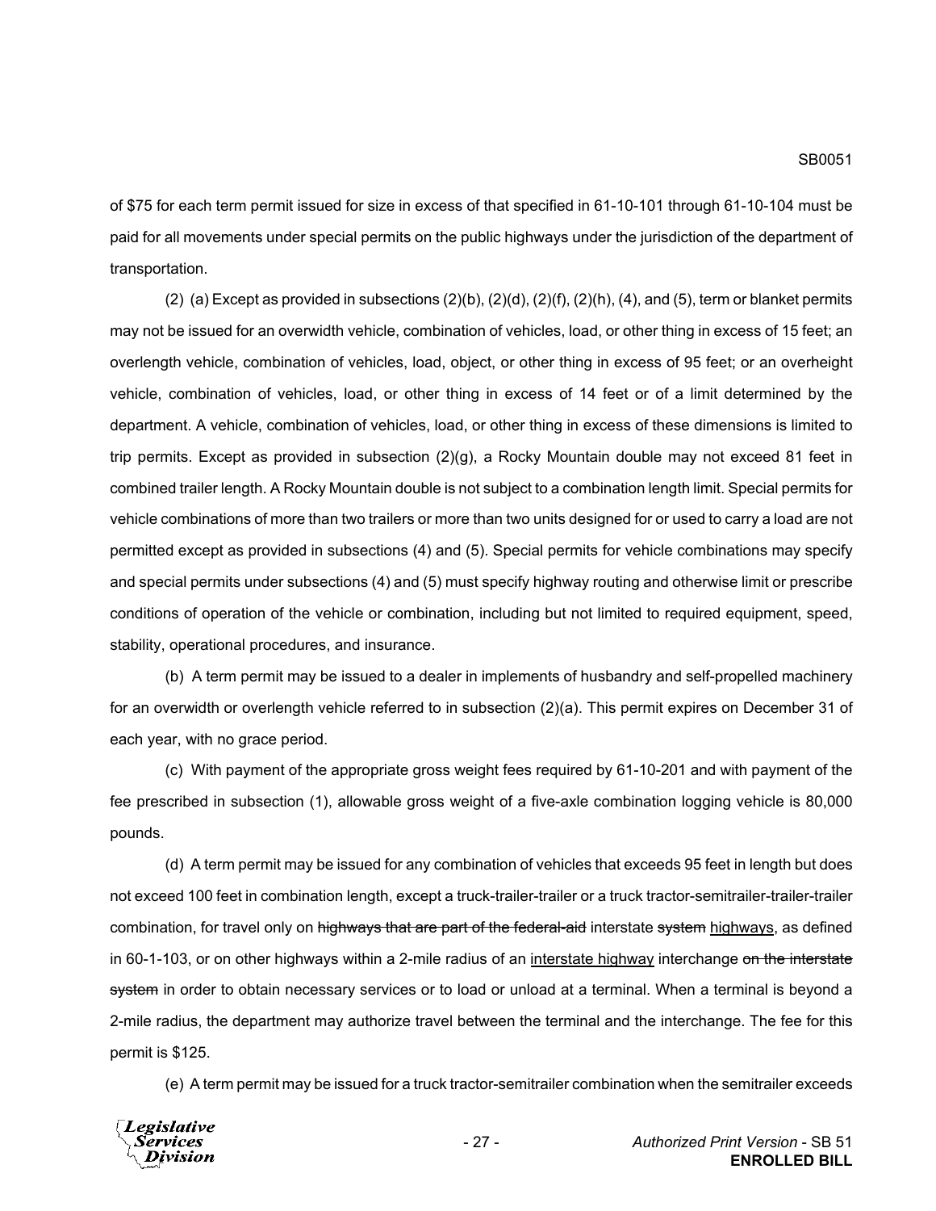of $75 for each term permit issued for size in excess of that specified in 61-10-101 through 61-10-104 must be paid for all movements under special permits on the public highways under the jurisdiction of the department of transportation.

(2) (a) Except as provided in subsections (2)(b), (2)(d), (2)(f), (2)(h), (4), and (5), term or blanket permits may not be issued for an overwidth vehicle, combination of vehicles, load, or other thing in excess of 15 feet; an overlength vehicle, combination of vehicles, load, object, or other thing in excess of 95 feet; or an overheight vehicle, combination of vehicles, load, or other thing in excess of 14 feet or of a limit determined by the department. A vehicle, combination of vehicles, load, or other thing in excess of these dimensions is limited to trip permits. Except as provided in subsection (2)(g), a Rocky Mountain double may not exceed 81 feet in combined trailer length. A Rocky Mountain double is not subject to a combination length limit. Special permits for vehicle combinations of more than two trailers or more than two units designed for or used to carry a load are not permitted except as provided in subsections (4) and (5). Special permits for vehicle combinations may specify and special permits under subsections (4) and (5) must specify highway routing and otherwise limit or prescribe conditions of operation of the vehicle or combination, including but not limited to required equipment, speed, stability, operational procedures, and insurance.

(b) A term permit may be issued to a dealer in implements of husbandry and self-propelled machinery for an overwidth or overlength vehicle referred to in subsection (2)(a). This permit expires on December 31 of each year, with no grace period.

(c) With payment of the appropriate gross weight fees required by 61-10-201 and with payment of the fee prescribed in subsection (1), allowable gross weight of a five-axle combination logging vehicle is 80,000 pounds.

(d) A term permit may be issued for any combination of vehicles that exceeds 95 feet in length but does not exceed 100 feet in combination length, except a truck-trailer-trailer or a truck tractor-semitrailer-trailer-trailer combination, for travel only on ~~highways that are part of the federal-aid~~ interstate ~~system~~ <u>highways</u>, as defined in 60-1-103, or on other highways within a 2-mile radius of an <u>interstate highway</u> interchange ~~on the interstate system~~ in order to obtain necessary services or to load or unload at a terminal. When a terminal is beyond a 2-mile radius, the department may authorize travel between the terminal and the interchange. The fee for this permit is $125.

(e) A term permit may be issued for a truck tractor-semitrailer combination when the semitrailer exceeds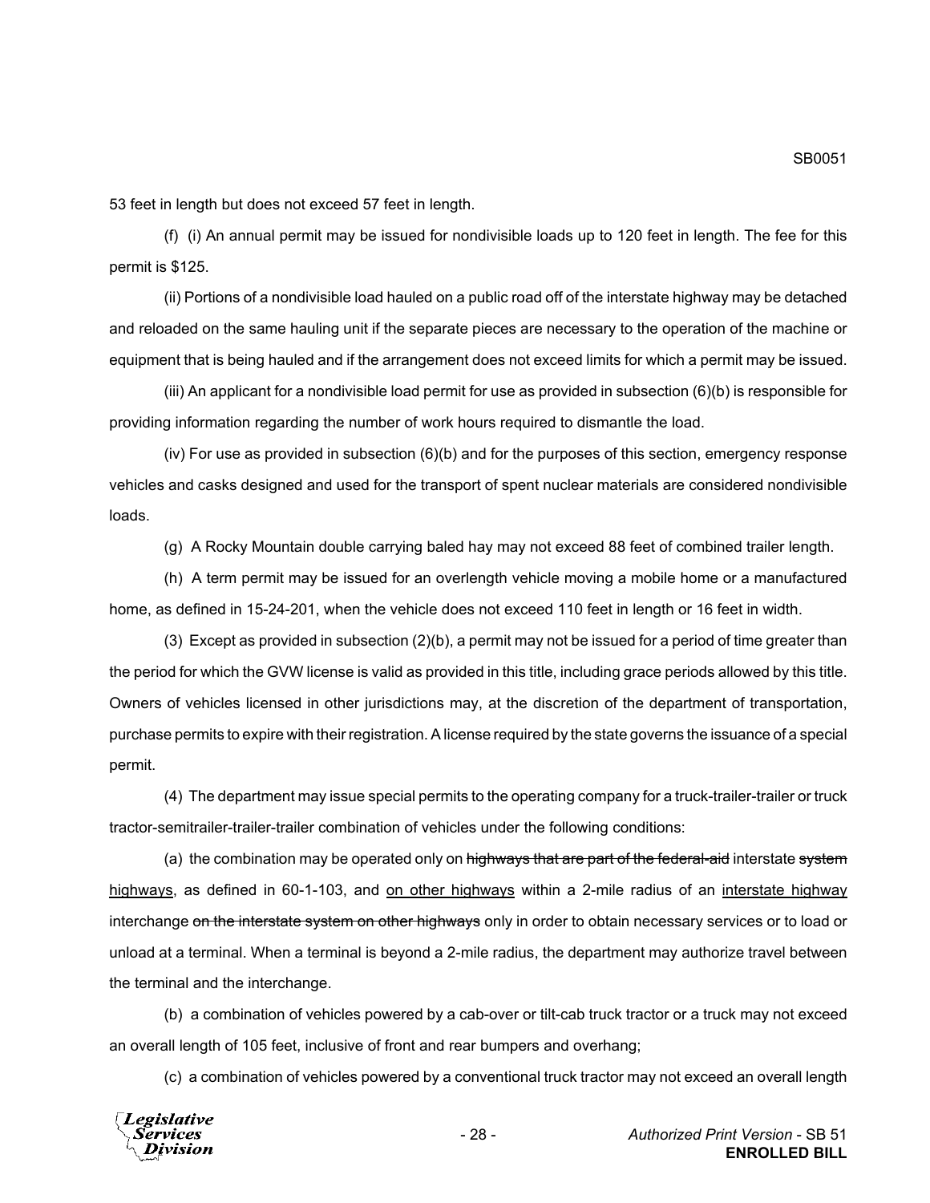53 feet in length but does not exceed 57 feet in length.

(f) (i) An annual permit may be issued for nondivisible loads up to 120 feet in length. The fee for this permit is $125.

(ii) Portions of a nondivisible load hauled on a public road off of the interstate highway may be detached and reloaded on the same hauling unit if the separate pieces are necessary to the operation of the machine or equipment that is being hauled and if the arrangement does not exceed limits for which a permit may be issued.

(iii) An applicant for a nondivisible load permit for use as provided in subsection (6)(b) is responsible for providing information regarding the number of work hours required to dismantle the load.

(iv) For use as provided in subsection (6)(b) and for the purposes of this section, emergency response vehicles and casks designed and used for the transport of spent nuclear materials are considered nondivisible loads.

(g) A Rocky Mountain double carrying baled hay may not exceed 88 feet of combined trailer length.

(h) A term permit may be issued for an overlength vehicle moving a mobile home or a manufactured home, as defined in 15-24-201, when the vehicle does not exceed 110 feet in length or 16 feet in width.

(3) Except as provided in subsection (2)(b), a permit may not be issued for a period of time greater than the period for which the GVW license is valid as provided in this title, including grace periods allowed by this title. Owners of vehicles licensed in other jurisdictions may, at the discretion of the department of transportation, purchase permits to expire with their registration. A license required by the state governs the issuance of a special permit.

(4) The department may issue special permits to the operating company for a truck-trailer-trailer or truck tractor-semitrailer-trailer-trailer combination of vehicles under the following conditions:

(a) the combination may be operated only on ~~highways that are part of the federal-aid~~ interstate ~~system~~ <u>highways</u>, as defined in 60-1-103, and <u>on other highways</u> within a 2-mile radius of an <u>interstate highway</u> interchange ~~on the interstate system on other highways~~ only in order to obtain necessary services or to load or unload at a terminal. When a terminal is beyond a 2-mile radius, the department may authorize travel between the terminal and the interchange.

(b) a combination of vehicles powered by a cab-over or tilt-cab truck tractor or a truck may not exceed an overall length of 105 feet, inclusive of front and rear bumpers and overhang;

(c) a combination of vehicles powered by a conventional truck tractor may not exceed an overall length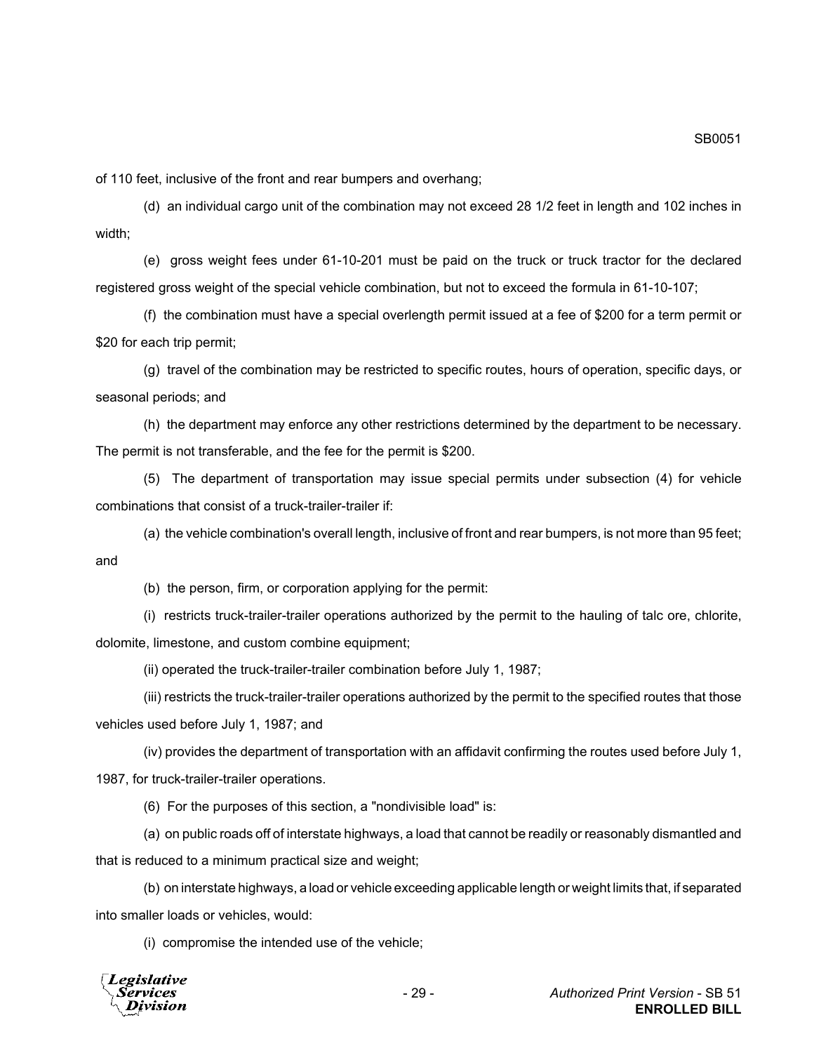of 110 feet, inclusive of the front and rear bumpers and overhang;

(d) an individual cargo unit of the combination may not exceed 28 1/2 feet in length and 102 inches in width;

(e) gross weight fees under 61-10-201 must be paid on the truck or truck tractor for the declared registered gross weight of the special vehicle combination, but not to exceed the formula in 61-10-107;

(f) the combination must have a special overlength permit issued at a fee of $200 for a term permit or $20 for each trip permit;

(g) travel of the combination may be restricted to specific routes, hours of operation, specific days, or seasonal periods; and

(h) the department may enforce any other restrictions determined by the department to be necessary. The permit is not transferable, and the fee for the permit is $200.

(5) The department of transportation may issue special permits under subsection (4) for vehicle combinations that consist of a truck-trailer-trailer if:

(a) the vehicle combination's overall length, inclusive of front and rear bumpers, is not more than 95 feet; and

(b) the person, firm, or corporation applying for the permit:

(i) restricts truck-trailer-trailer operations authorized by the permit to the hauling of talc ore, chlorite, dolomite, limestone, and custom combine equipment;

(ii) operated the truck-trailer-trailer combination before July 1, 1987;

(iii) restricts the truck-trailer-trailer operations authorized by the permit to the specified routes that those vehicles used before July 1, 1987; and

(iv) provides the department of transportation with an affidavit confirming the routes used before July 1, 1987, for truck-trailer-trailer operations.

(6) For the purposes of this section, a "nondivisible load" is:

(a) on public roads off of interstate highways, a load that cannot be readily or reasonably dismantled and that is reduced to a minimum practical size and weight;

(b) on interstate highways, a load or vehicle exceeding applicable length or weight limits that, if separated into smaller loads or vehicles, would:

(i) compromise the intended use of the vehicle;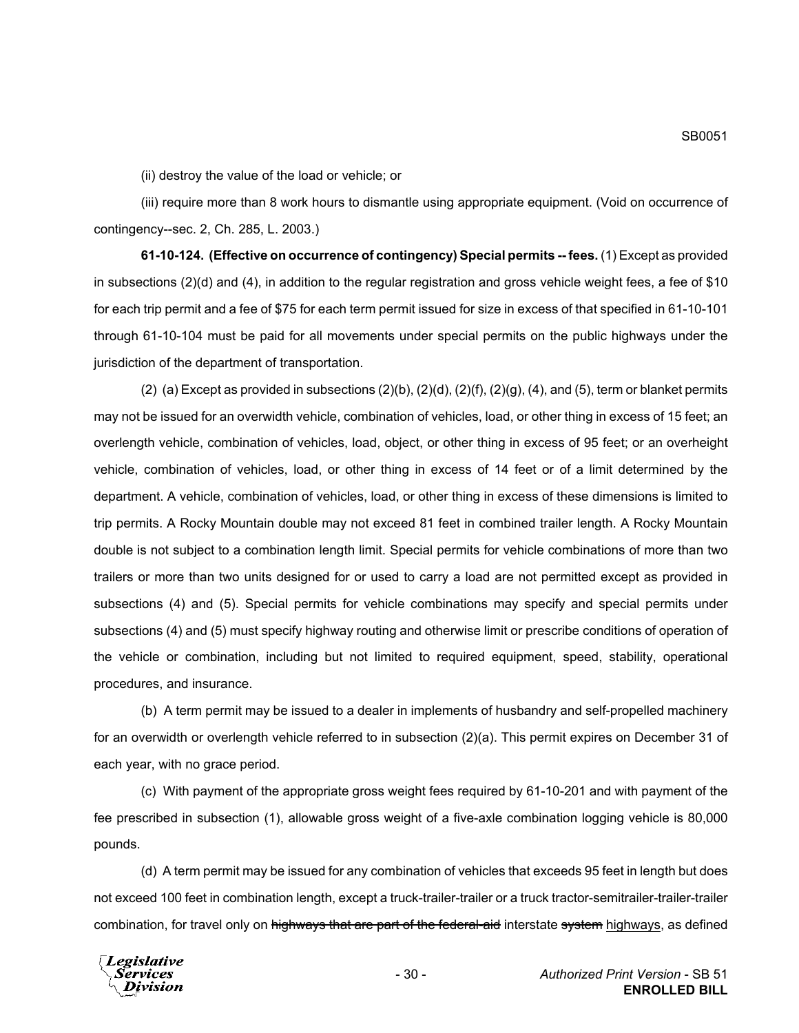(ii) destroy the value of the load or vehicle; or

(iii) require more than 8 work hours to dismantle using appropriate equipment. (Void on occurrence of contingency--sec. 2, Ch. 285, L. 2003.)

**61-10-124. (Effective on occurrence of contingency) Special permits -- fees.** (1) Except as provided in subsections (2)(d) and (4), in addition to the regular registration and gross vehicle weight fees, a fee of $10 for each trip permit and a fee of $75 for each term permit issued for size in excess of that specified in 61-10-101 through 61-10-104 must be paid for all movements under special permits on the public highways under the jurisdiction of the department of transportation.

(2) (a) Except as provided in subsections (2)(b), (2)(d), (2)(f), (2)(g), (4), and (5), term or blanket permits may not be issued for an overwidth vehicle, combination of vehicles, load, or other thing in excess of 15 feet; an overlength vehicle, combination of vehicles, load, object, or other thing in excess of 95 feet; or an overheight vehicle, combination of vehicles, load, or other thing in excess of 14 feet or of a limit determined by the department. A vehicle, combination of vehicles, load, or other thing in excess of these dimensions is limited to trip permits. A Rocky Mountain double may not exceed 81 feet in combined trailer length. A Rocky Mountain double is not subject to a combination length limit. Special permits for vehicle combinations of more than two trailers or more than two units designed for or used to carry a load are not permitted except as provided in subsections (4) and (5). Special permits for vehicle combinations may specify and special permits under subsections (4) and (5) must specify highway routing and otherwise limit or prescribe conditions of operation of the vehicle or combination, including but not limited to required equipment, speed, stability, operational procedures, and insurance.

(b) A term permit may be issued to a dealer in implements of husbandry and self-propelled machinery for an overwidth or overlength vehicle referred to in subsection (2)(a). This permit expires on December 31 of each year, with no grace period.

(c) With payment of the appropriate gross weight fees required by 61-10-201 and with payment of the fee prescribed in subsection (1), allowable gross weight of a five-axle combination logging vehicle is 80,000 pounds.

(d) A term permit may be issued for any combination of vehicles that exceeds 95 feet in length but does not exceed 100 feet in combination length, except a truck-trailer-trailer or a truck tractor-semitrailer-trailer-trailer combination, for travel only on ~~highways that are part of the federal-aid~~ interstate ~~system~~ <u>highways</u>, as defined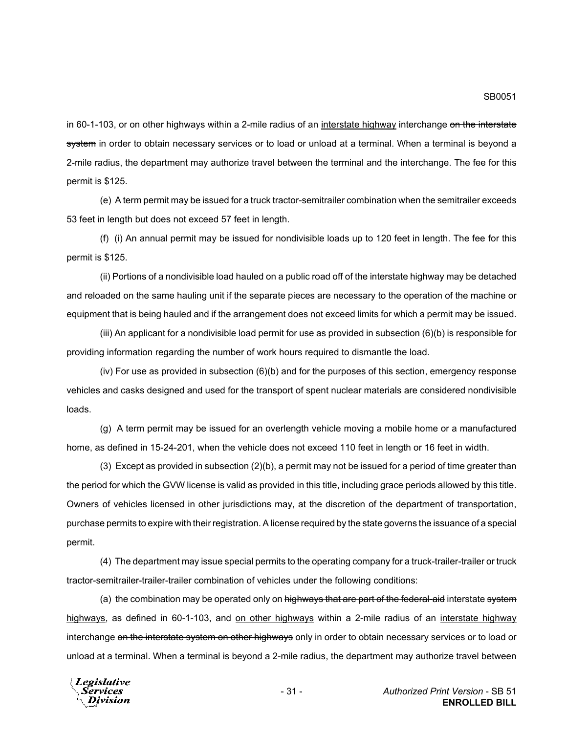in 60-1-103, or on other highways within a 2-mile radius of an interstate highway interchange ~~on the interstate system~~ in order to obtain necessary services or to load or unload at a terminal. When a terminal is beyond a 2-mile radius, the department may authorize travel between the terminal and the interchange. The fee for this permit is $125.

(e) A term permit may be issued for a truck tractor-semitrailer combination when the semitrailer exceeds 53 feet in length but does not exceed 57 feet in length.

(f) (i) An annual permit may be issued for nondivisible loads up to 120 feet in length. The fee for this permit is $125.

(ii) Portions of a nondivisible load hauled on a public road off of the interstate highway may be detached and reloaded on the same hauling unit if the separate pieces are necessary to the operation of the machine or equipment that is being hauled and if the arrangement does not exceed limits for which a permit may be issued.

(iii) An applicant for a nondivisible load permit for use as provided in subsection (6)(b) is responsible for providing information regarding the number of work hours required to dismantle the load.

(iv) For use as provided in subsection (6)(b) and for the purposes of this section, emergency response vehicles and casks designed and used for the transport of spent nuclear materials are considered nondivisible loads.

(g) A term permit may be issued for an overlength vehicle moving a mobile home or a manufactured home, as defined in 15-24-201, when the vehicle does not exceed 110 feet in length or 16 feet in width.

(3) Except as provided in subsection (2)(b), a permit may not be issued for a period of time greater than the period for which the GVW license is valid as provided in this title, including grace periods allowed by this title. Owners of vehicles licensed in other jurisdictions may, at the discretion of the department of transportation, purchase permits to expire with their registration. A license required by the state governs the issuance of a special permit.

(4) The department may issue special permits to the operating company for a truck-trailer-trailer or truck tractor-semitrailer-trailer-trailer combination of vehicles under the following conditions:

(a) the combination may be operated only on ~~highways that are part of the federal-aid~~ interstate ~~system~~ highways, as defined in 60-1-103, and on other highways within a 2-mile radius of an interstate highway interchange ~~on the interstate system on other highways~~ only in order to obtain necessary services or to load or unload at a terminal. When a terminal is beyond a 2-mile radius, the department may authorize travel between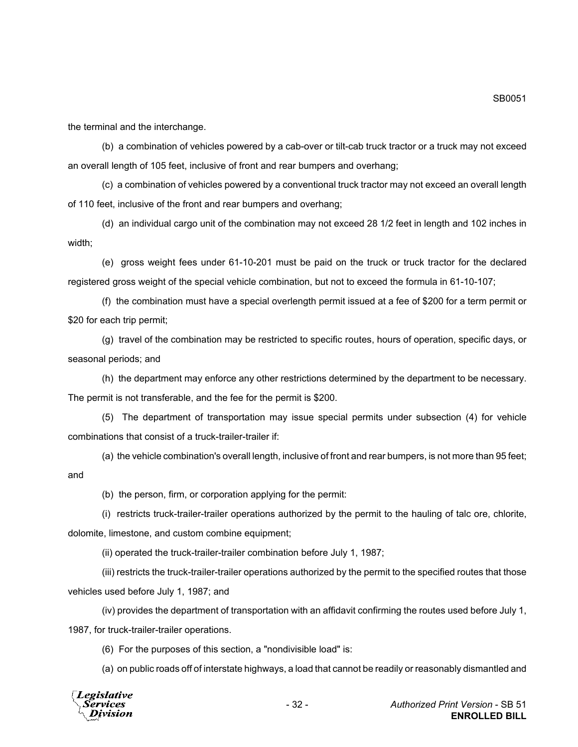the terminal and the interchange.

(b) a combination of vehicles powered by a cab-over or tilt-cab truck tractor or a truck may not exceed an overall length of 105 feet, inclusive of front and rear bumpers and overhang;

(c) a combination of vehicles powered by a conventional truck tractor may not exceed an overall length of 110 feet, inclusive of the front and rear bumpers and overhang;

(d) an individual cargo unit of the combination may not exceed 28 1/2 feet in length and 102 inches in width;

(e) gross weight fees under 61-10-201 must be paid on the truck or truck tractor for the declared registered gross weight of the special vehicle combination, but not to exceed the formula in 61-10-107;

(f) the combination must have a special overlength permit issued at a fee of $200 for a term permit or $20 for each trip permit;

(g) travel of the combination may be restricted to specific routes, hours of operation, specific days, or seasonal periods; and

(h) the department may enforce any other restrictions determined by the department to be necessary. The permit is not transferable, and the fee for the permit is $200.

(5) The department of transportation may issue special permits under subsection (4) for vehicle combinations that consist of a truck-trailer-trailer if:

(a) the vehicle combination's overall length, inclusive of front and rear bumpers, is not more than 95 feet; and

(b) the person, firm, or corporation applying for the permit:

(i) restricts truck-trailer-trailer operations authorized by the permit to the hauling of talc ore, chlorite, dolomite, limestone, and custom combine equipment;

(ii) operated the truck-trailer-trailer combination before July 1, 1987;

(iii) restricts the truck-trailer-trailer operations authorized by the permit to the specified routes that those vehicles used before July 1, 1987; and

(iv) provides the department of transportation with an affidavit confirming the routes used before July 1, 1987, for truck-trailer-trailer operations.

(6) For the purposes of this section, a "nondivisible load" is:

(a) on public roads off of interstate highways, a load that cannot be readily or reasonably dismantled and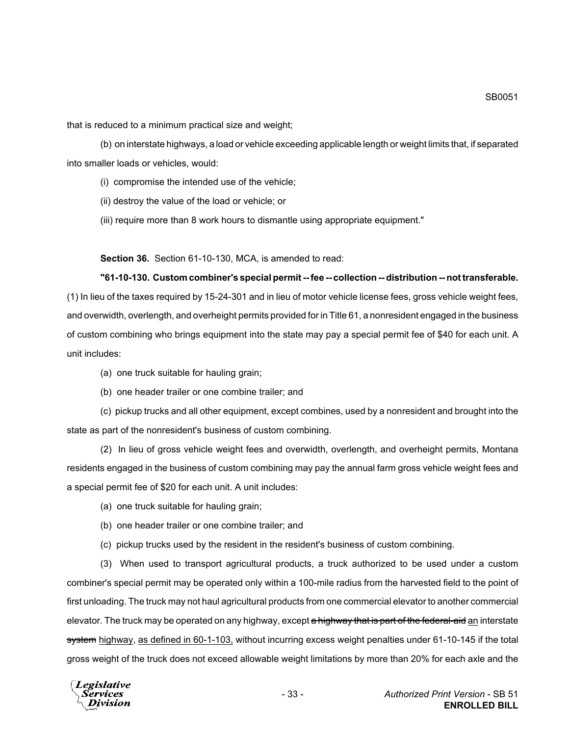that is reduced to a minimum practical size and weight;

(b) on interstate highways, a load or vehicle exceeding applicable length or weight limits that, if separated into smaller loads or vehicles, would:

(i) compromise the intended use of the vehicle;

(ii) destroy the value of the load or vehicle; or

(iii) require more than 8 work hours to dismantle using appropriate equipment."

**Section 36.** Section 61-10-130, MCA, is amended to read:

**"61-10-130. Custom combiner's special permit -- fee -- collection -- distribution -- not transferable.** (1) In lieu of the taxes required by 15-24-301 and in lieu of motor vehicle license fees, gross vehicle weight fees, and overwidth, overlength, and overheight permits provided for in Title 61, a nonresident engaged in the business of custom combining who brings equipment into the state may pay a special permit fee of $40 for each unit. A unit includes:

(a) one truck suitable for hauling grain;

(b) one header trailer or one combine trailer; and

(c) pickup trucks and all other equipment, except combines, used by a nonresident and brought into the state as part of the nonresident's business of custom combining.

(2) In lieu of gross vehicle weight fees and overwidth, overlength, and overheight permits, Montana residents engaged in the business of custom combining may pay the annual farm gross vehicle weight fees and a special permit fee of $20 for each unit. A unit includes:

(a) one truck suitable for hauling grain;

(b) one header trailer or one combine trailer; and

(c) pickup trucks used by the resident in the resident's business of custom combining.

(3) When used to transport agricultural products, a truck authorized to be used under a custom combiner's special permit may be operated only within a 100-mile radius from the harvested field to the point of first unloading. The truck may not haul agricultural products from one commercial elevator to another commercial elevator. The truck may be operated on any highway, except ~~a highway that is part of the federal-aid~~ an interstate ~~system~~ highway, as defined in 60-1-103, without incurring excess weight penalties under 61-10-145 if the total gross weight of the truck does not exceed allowable weight limitations by more than 20% for each axle and the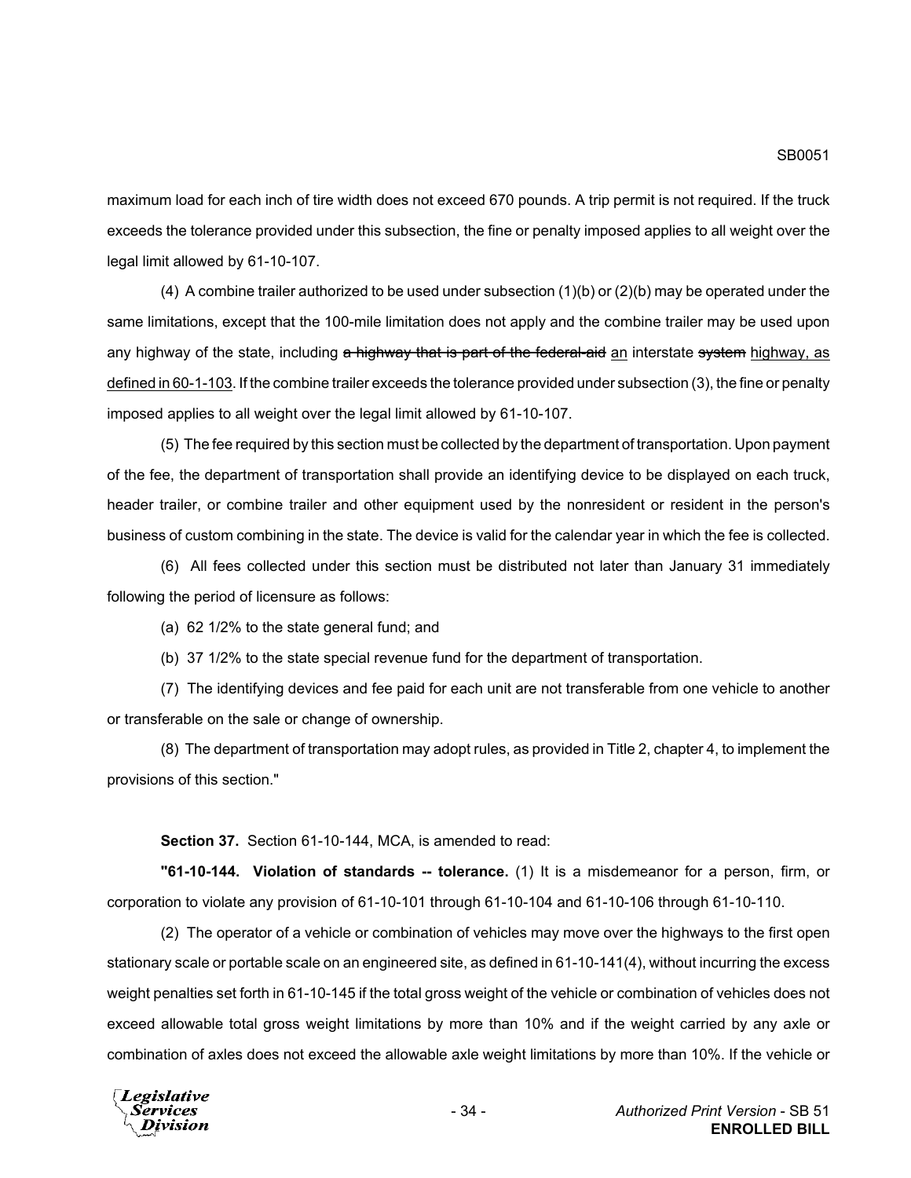maximum load for each inch of tire width does not exceed 670 pounds. A trip permit is not required. If the truck exceeds the tolerance provided under this subsection, the fine or penalty imposed applies to all weight over the legal limit allowed by 61-10-107.

(4) A combine trailer authorized to be used under subsection (1)(b) or (2)(b) may be operated under the same limitations, except that the 100-mile limitation does not apply and the combine trailer may be used upon any highway of the state, including ~~a highway that is part of the federal-aid~~ an interstate ~~system~~ highway, as defined in 60-1-103. If the combine trailer exceeds the tolerance provided under subsection (3), the fine or penalty imposed applies to all weight over the legal limit allowed by 61-10-107.

(5) The fee required by this section must be collected by the department of transportation. Upon payment of the fee, the department of transportation shall provide an identifying device to be displayed on each truck, header trailer, or combine trailer and other equipment used by the nonresident or resident in the person's business of custom combining in the state. The device is valid for the calendar year in which the fee is collected.

(6) All fees collected under this section must be distributed not later than January 31 immediately following the period of licensure as follows:

(a) 62 1/2% to the state general fund; and

(b) 37 1/2% to the state special revenue fund for the department of transportation.

(7) The identifying devices and fee paid for each unit are not transferable from one vehicle to another or transferable on the sale or change of ownership.

(8) The department of transportation may adopt rules, as provided in Title 2, chapter 4, to implement the provisions of this section."

**Section 37.** Section 61-10-144, MCA, is amended to read:

**"61-10-144. Violation of standards -- tolerance.** (1) It is a misdemeanor for a person, firm, or corporation to violate any provision of 61-10-101 through 61-10-104 and 61-10-106 through 61-10-110.

(2) The operator of a vehicle or combination of vehicles may move over the highways to the first open stationary scale or portable scale on an engineered site, as defined in 61-10-141(4), without incurring the excess weight penalties set forth in 61-10-145 if the total gross weight of the vehicle or combination of vehicles does not exceed allowable total gross weight limitations by more than 10% and if the weight carried by any axle or combination of axles does not exceed the allowable axle weight limitations by more than 10%. If the vehicle or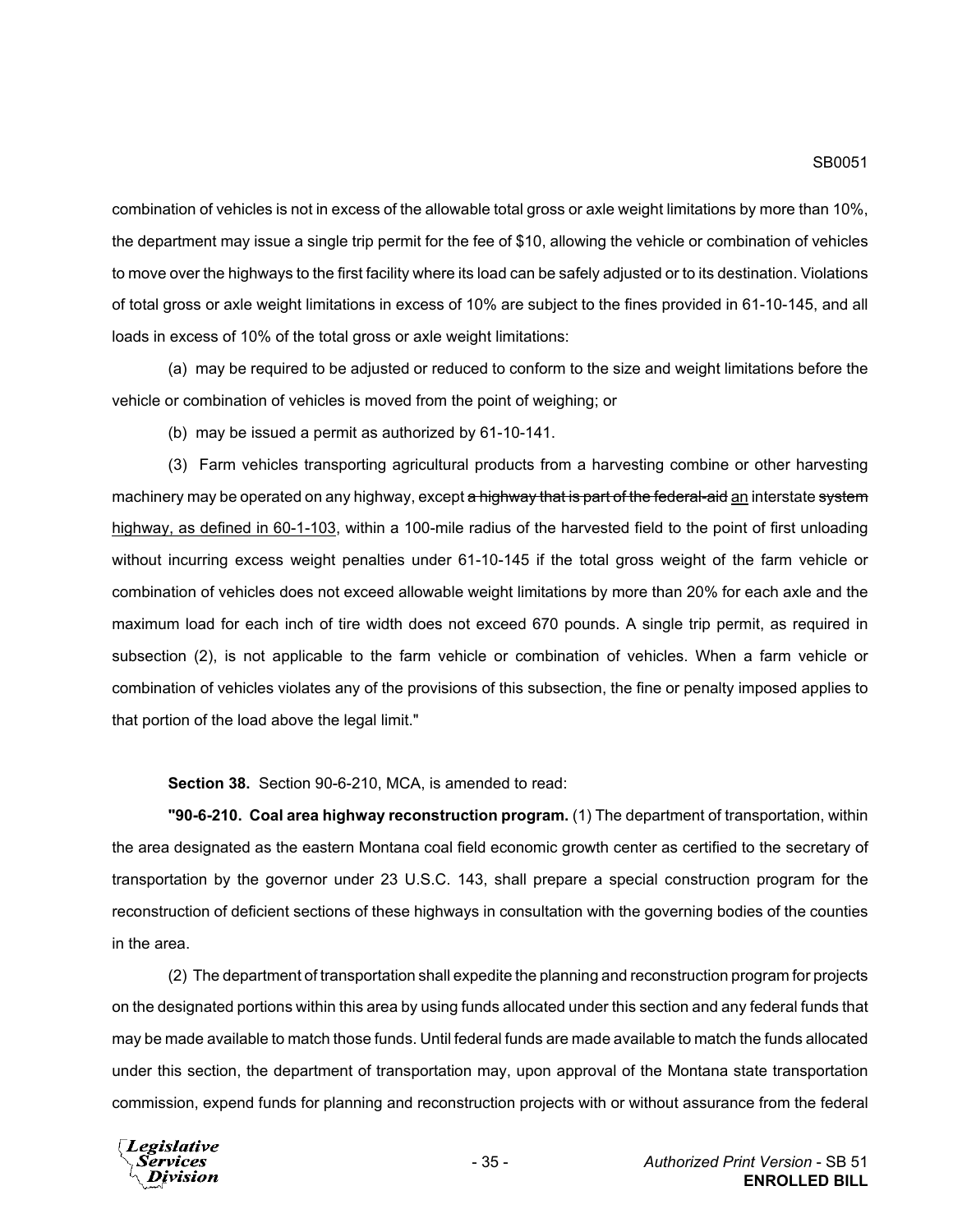combination of vehicles is not in excess of the allowable total gross or axle weight limitations by more than 10%, the department may issue a single trip permit for the fee of $10, allowing the vehicle or combination of vehicles to move over the highways to the first facility where its load can be safely adjusted or to its destination. Violations of total gross or axle weight limitations in excess of 10% are subject to the fines provided in 61-10-145, and all loads in excess of 10% of the total gross or axle weight limitations:

(a) may be required to be adjusted or reduced to conform to the size and weight limitations before the vehicle or combination of vehicles is moved from the point of weighing; or

(b) may be issued a permit as authorized by 61-10-141.

(3) Farm vehicles transporting agricultural products from a harvesting combine or other harvesting machinery may be operated on any highway, except ~~a highway that is part of the federal-aid~~ <u>an</u> interstate ~~system~~ <u>highway, as defined in 60-1-103</u>, within a 100-mile radius of the harvested field to the point of first unloading without incurring excess weight penalties under 61-10-145 if the total gross weight of the farm vehicle or combination of vehicles does not exceed allowable weight limitations by more than 20% for each axle and the maximum load for each inch of tire width does not exceed 670 pounds. A single trip permit, as required in subsection (2), is not applicable to the farm vehicle or combination of vehicles. When a farm vehicle or combination of vehicles violates any of the provisions of this subsection, the fine or penalty imposed applies to that portion of the load above the legal limit."

**Section 38.** Section 90-6-210, MCA, is amended to read:

**"90-6-210. Coal area highway reconstruction program.** (1) The department of transportation, within the area designated as the eastern Montana coal field economic growth center as certified to the secretary of transportation by the governor under 23 U.S.C. 143, shall prepare a special construction program for the reconstruction of deficient sections of these highways in consultation with the governing bodies of the counties in the area.

(2) The department of transportation shall expedite the planning and reconstruction program for projects on the designated portions within this area by using funds allocated under this section and any federal funds that may be made available to match those funds. Until federal funds are made available to match the funds allocated under this section, the department of transportation may, upon approval of the Montana state transportation commission, expend funds for planning and reconstruction projects with or without assurance from the federal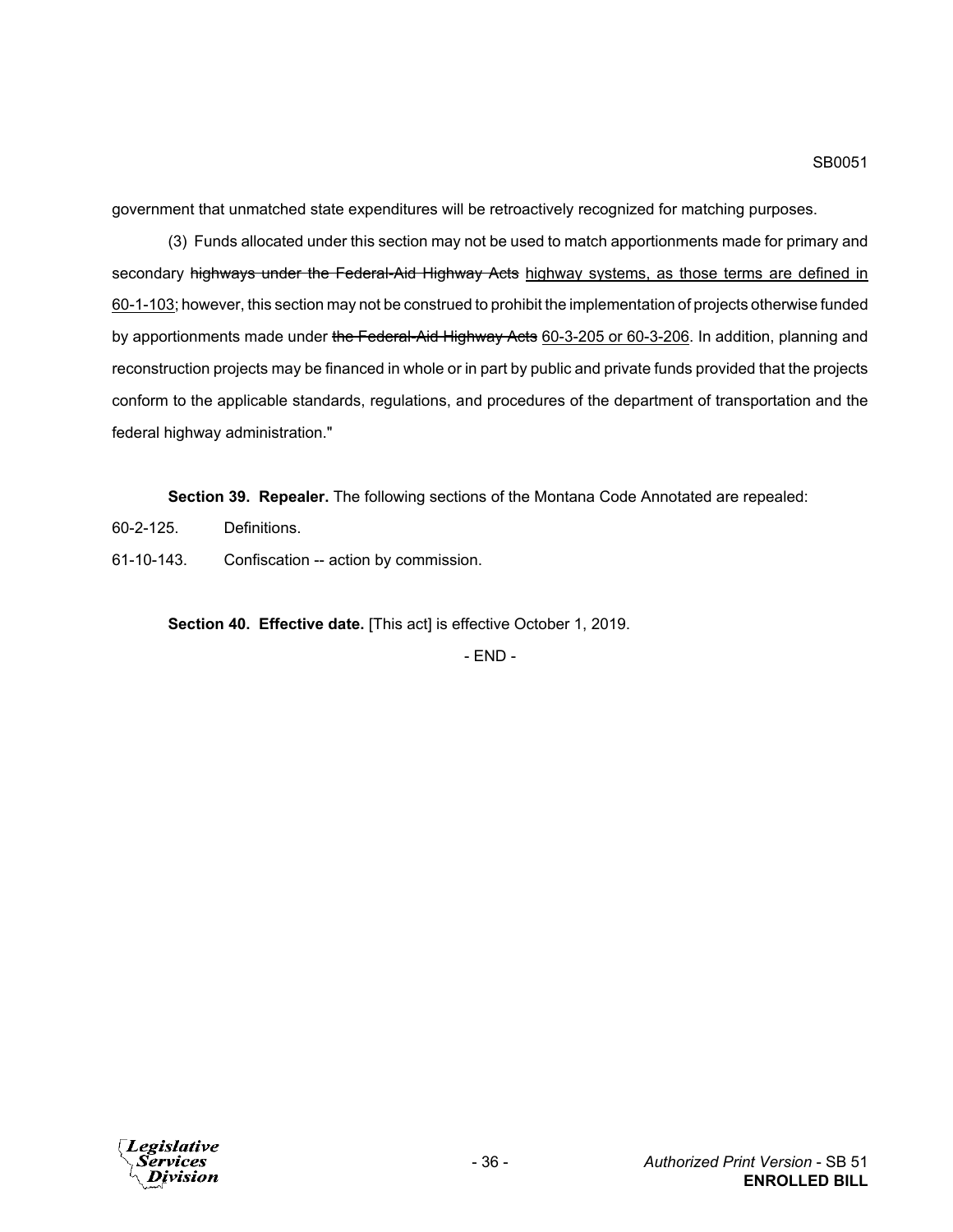government that unmatched state expenditures will be retroactively recognized for matching purposes.

(3) Funds allocated under this section may not be used to match apportionments made for primary and secondary ~~highways under the Federal-Aid Highway Acts~~ highway systems, as those terms are defined in 60-1-103; however, this section may not be construed to prohibit the implementation of projects otherwise funded by apportionments made under ~~the Federal-Aid Highway Acts~~ 60-3-205 or 60-3-206. In addition, planning and reconstruction projects may be financed in whole or in part by public and private funds provided that the projects conform to the applicable standards, regulations, and procedures of the department of transportation and the federal highway administration."

**Section 39. Repealer.** The following sections of the Montana Code Annotated are repealed:

60-2-125. Definitions.

61-10-143. Confiscation -- action by commission.

**Section 40. Effective date.** [This act] is effective October 1, 2019.

- END -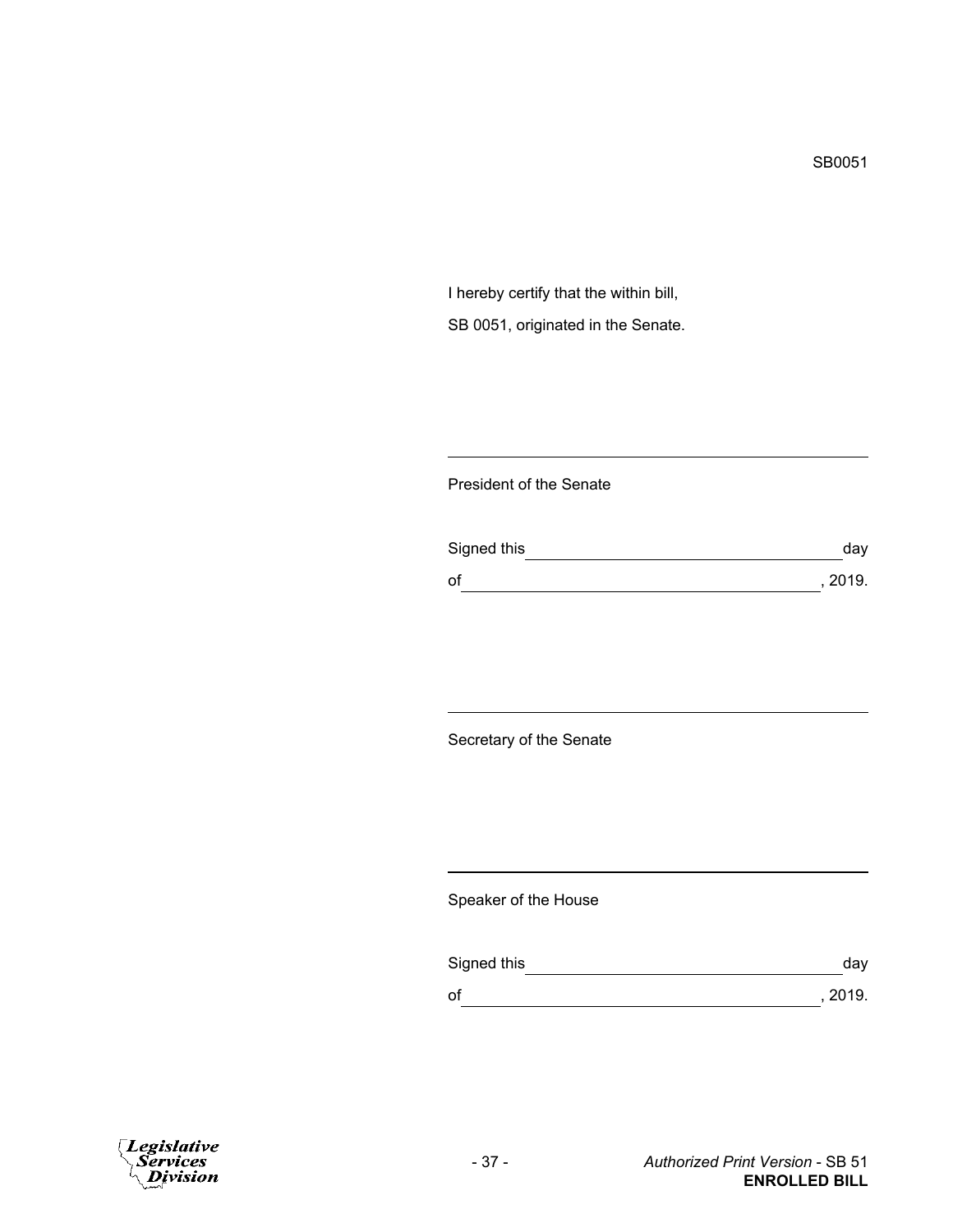SB0051

I hereby certify that the within bill,

SB 0051, originated in the Senate.

\_\_\_\_\_\_\_\_\_\_\_\_\_\_\_\_\_\_\_\_\_\_\_\_\_\_\_\_\_\_\_\_\_\_\_\_\_\_\_\_

President of the Senate

Signed this \_\_\_\_\_\_\_\_\_\_\_\_\_\_\_\_\_\_\_\_\_\_\_\_\_\_\_\_\_\_ day

of \_\_\_\_\_\_\_\_\_\_\_\_\_\_\_\_\_\_\_\_\_\_\_\_\_\_\_\_\_\_\_\_\_\_, 2019.

\_\_\_\_\_\_\_\_\_\_\_\_\_\_\_\_\_\_\_\_\_\_\_\_\_\_\_\_\_\_\_\_\_\_\_\_\_\_\_\_

Secretary of the Senate

\_\_\_\_\_\_\_\_\_\_\_\_\_\_\_\_\_\_\_\_\_\_\_\_\_\_\_\_\_\_\_\_\_\_\_\_\_\_\_\_

Speaker of the House

Signed this \_\_\_\_\_\_\_\_\_\_\_\_\_\_\_\_\_\_\_\_\_\_\_\_\_\_\_\_\_\_ day

of \_\_\_\_\_\_\_\_\_\_\_\_\_\_\_\_\_\_\_\_\_\_\_\_\_\_\_\_\_\_\_\_\_\_, 2019.

*Authorized Print Version* - SB 51
**ENROLLED BILL**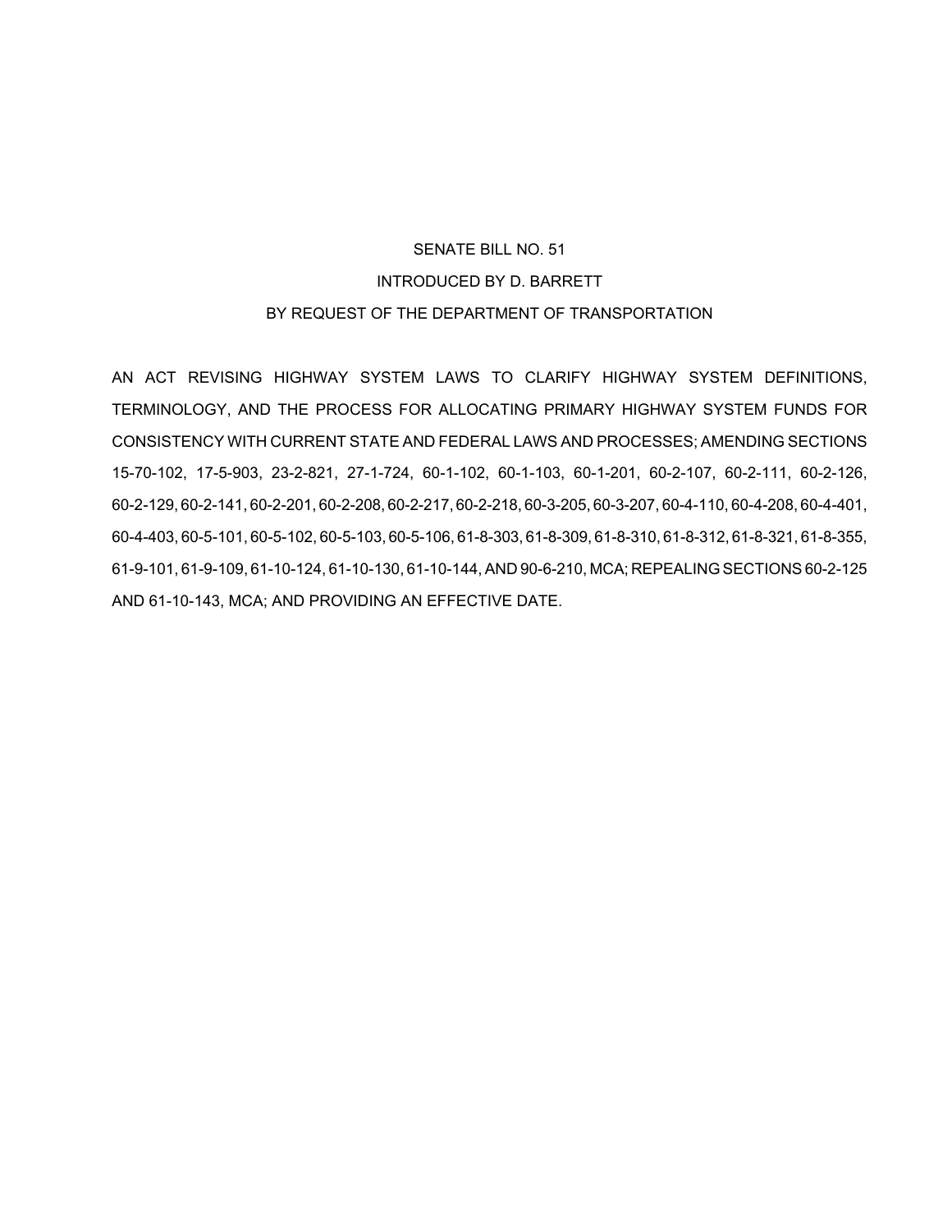SENATE BILL NO. 51

INTRODUCED BY D. BARRETT

BY REQUEST OF THE DEPARTMENT OF TRANSPORTATION

AN ACT REVISING HIGHWAY SYSTEM LAWS TO CLARIFY HIGHWAY SYSTEM DEFINITIONS, TERMINOLOGY, AND THE PROCESS FOR ALLOCATING PRIMARY HIGHWAY SYSTEM FUNDS FOR CONSISTENCY WITH CURRENT STATE AND FEDERAL LAWS AND PROCESSES; AMENDING SECTIONS 15-70-102, 17-5-903, 23-2-821, 27-1-724, 60-1-102, 60-1-103, 60-1-201, 60-2-107, 60-2-111, 60-2-126, 60-2-129, 60-2-141, 60-2-201, 60-2-208, 60-2-217, 60-2-218, 60-3-205, 60-3-207, 60-4-110, 60-4-208, 60-4-401, 60-4-403, 60-5-101, 60-5-102, 60-5-103, 60-5-106, 61-8-303, 61-8-309, 61-8-310, 61-8-312, 61-8-321, 61-8-355, 61-9-101, 61-9-109, 61-10-124, 61-10-130, 61-10-144, AND 90-6-210, MCA; REPEALING SECTIONS 60-2-125 AND 61-10-143, MCA; AND PROVIDING AN EFFECTIVE DATE.